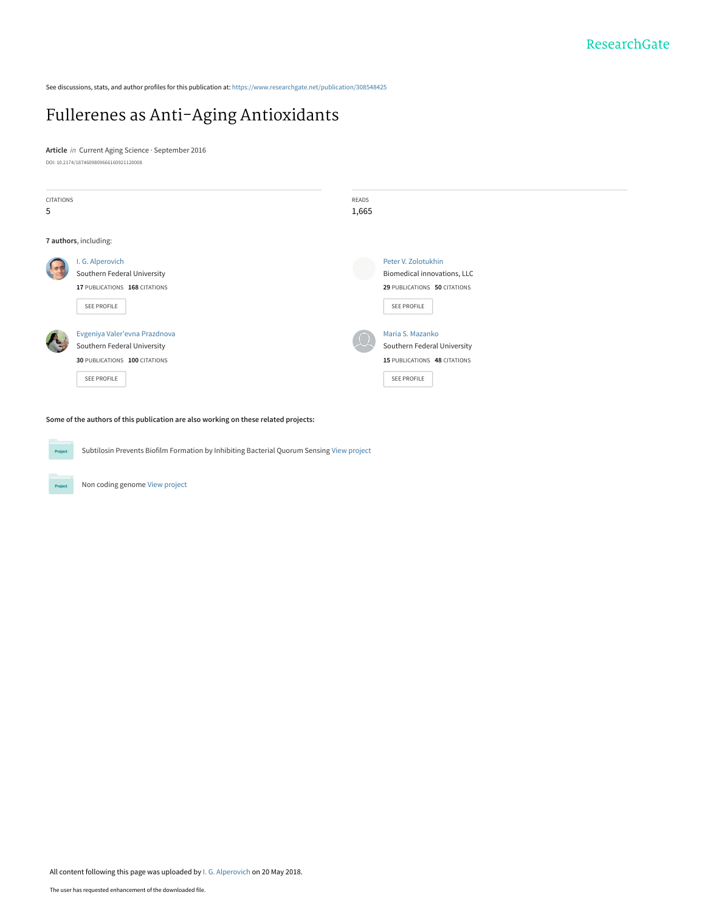See discussions, stats, and author profiles for this publication at: https://www.researchgate.net/publication/308548425

# Fullerenes as Anti-Aging Antioxidants

**Article** *in* Current Aging Science · September 2016

DOI: 10.2174/1874609809666160921120008

CITATIONS
5

READS
1,665

**7 authors**, including:

I. G. Alperovich
Southern Federal University
**17** PUBLICATIONS **168** CITATIONS
SEE PROFILE

Peter V. Zolotukhin
Biomedical innovations, LLC
**29** PUBLICATIONS **50** CITATIONS
SEE PROFILE

Evgeniya Valer'evna Prazdnova
Southern Federal University
**30** PUBLICATIONS **100** CITATIONS
SEE PROFILE

Maria S. Mazanko
Southern Federal University
**15** PUBLICATIONS **48** CITATIONS
SEE PROFILE

**Some of the authors of this publication are also working on these related projects:**

Subtilosin Prevents Biofilm Formation by Inhibiting Bacterial Quorum Sensing View project

Non coding genome View project

All content following this page was uploaded by I. G. Alperovich on 20 May 2018.

The user has requested enhancement of the downloaded file.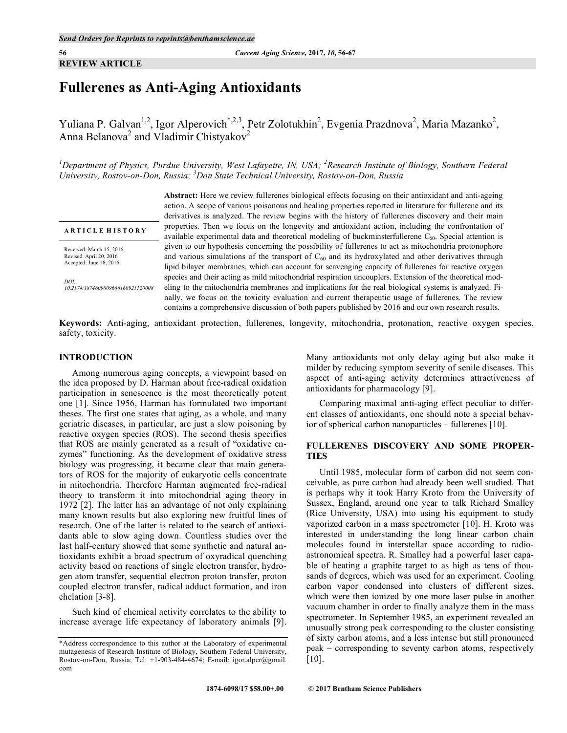REVIEW ARTICLE

# Fullerenes as Anti-Aging Antioxidants

Yuliana P. Galvan[1,2], Igor Alperovich[*,2,3], Petr Zolotukhin[2], Evgenia Prazdnova[2], Maria Mazanko[2], Anna Belanova[2] and Vladimir Chistyakov[2]

[1]*Department of Physics, Purdue University, West Lafayette, IN, USA;* [2]*Research Institute of Biology, Southern Federal University, Rostov-on-Don, Russia;* [3]*Don State Technical University, Rostov-on-Don, Russia*

**ARTICLE HISTORY**

Received: March 15, 2016
Revised: April 20, 2016
Accepted: June 18, 2016

*DOI:*
*10.2174/1874609809666160921120008*

**Abstract:** Here we review fullerenes biological effects focusing on their antioxidant and anti-ageing action. A scope of various poisonous and healing properties reported in literature for fullerene and its derivatives is analyzed. The review begins with the history of fullerenes discovery and their main properties. Then we focus on the longevity and antioxidant action, including the confrontation of available experimental data and theoretical modeling of buckminsterfullerene $C_{60}$. Special attention is given to our hypothesis concerning the possibility of fullerenes to act as mitochondria protonophore and various simulations of the transport of $C_{60}$ and its hydroxylated and other derivatives through lipid bilayer membranes, which can account for scavenging capacity of fullerenes for reactive oxygen species and their acting as mild mitochondrial respiration uncouplers. Extension of the theoretical modeling to the mitochondria membranes and implications for the real biological systems is analyzed. Finally, we focus on the toxicity evaluation and current therapeutic usage of fullerenes. The review contains a comprehensive discussion of both papers published by 2016 and our own research results.

**Keywords:** Anti-aging, antioxidant protection, fullerenes, longevity, mitochondria, protonation, reactive oxygen species, safety, toxicity.

## INTRODUCTION

Among numerous aging concepts, a viewpoint based on the idea proposed by D. Harman about free-radical oxidation participation in senescence is the most theoretically potent one [1]. Since 1956, Harman has formulated two important theses. The first one states that aging, as a whole, and many geriatric diseases, in particular, are just a slow poisoning by reactive oxygen species (ROS). The second thesis specifies that ROS are mainly generated as a result of "oxidative enzymes" functioning. As the development of oxidative stress biology was progressing, it became clear that main generators of ROS for the majority of eukaryotic cells concentrate in mitochondria. Therefore Harman augmented free-radical theory to transform it into mitochondrial aging theory in 1972 [2]. The latter has an advantage of not only explaining many known results but also exploring new fruitful lines of research. One of the latter is related to the search of antioxidants able to slow aging down. Countless studies over the last half-century showed that some synthetic and natural antioxidants exhibit a broad spectrum of oxyradical quenching activity based on reactions of single electron transfer, hydrogen atom transfer, sequential electron proton transfer, proton coupled electron transfer, radical adduct formation, and iron chelation [3-8].

Such kind of chemical activity correlates to the ability to increase average life expectancy of laboratory animals [9]. Many antioxidants not only delay aging but also make it milder by reducing symptom severity of senile diseases. This aspect of anti-aging activity determines attractiveness of antioxidants for pharmacology [9].

Comparing maximal anti-aging effect peculiar to different classes of antioxidants, one should note a special behavior of spherical carbon nanoparticles – fullerenes [10].

## FULLERENES DISCOVERY AND SOME PROPERTIES

Until 1985, molecular form of carbon did not seem conceivable, as pure carbon had already been well studied. That is perhaps why it took Harry Kroto from the University of Sussex, England, around one year to talk Richard Smalley (Rice University, USA) into using his equipment to study vaporized carbon in a mass spectrometer [10]. H. Kroto was interested in understanding the long linear carbon chain molecules found in interstellar space according to radioastronomical spectra. R. Smalley had a powerful laser capable of heating a graphite target to as high as tens of thousands of degrees, which was used for an experiment. Cooling carbon vapor condensed into clusters of different sizes, which were then ionized by one more laser pulse in another vacuum chamber in order to finally analyze them in the mass spectrometer. In September 1985, an experiment revealed an unusually strong peak corresponding to the cluster consisting of sixty carbon atoms, and a less intense but still pronounced peak – corresponding to seventy carbon atoms, respectively [10].

*Address correspondence to this author at the Laboratory of experimental mutagenesis of Research Institute of Biology, Southern Federal University, Rostov-on-Don, Russia; Tel: +1-903-484-4674; E-mail: igor.alper@gmail.com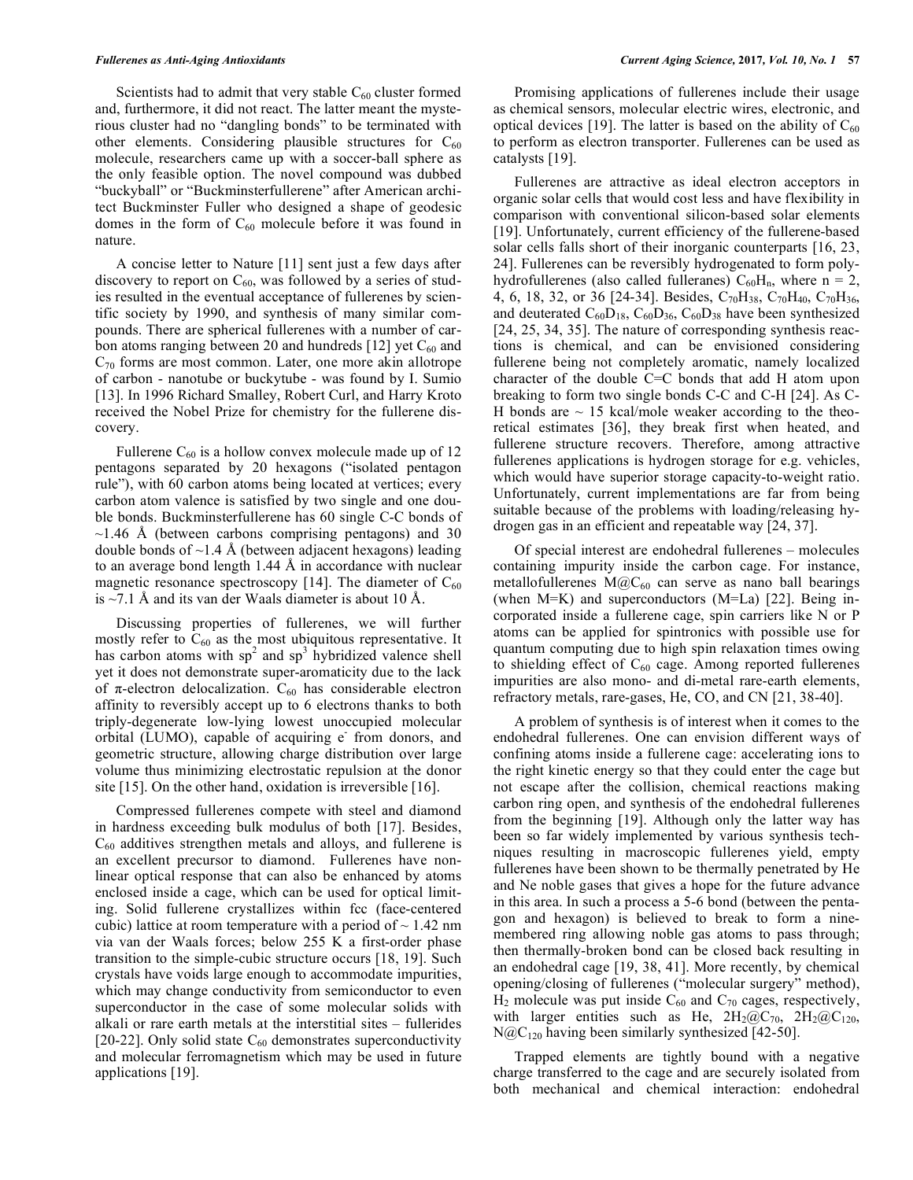Scientists had to admit that very stable $C_{60}$ cluster formed and, furthermore, it did not react. The latter meant the mysterious cluster had no "dangling bonds" to be terminated with other elements. Considering plausible structures for $C_{60}$ molecule, researchers came up with a soccer-ball sphere as the only feasible option. The novel compound was dubbed "buckyball" or "Buckminsterfullerene" after American architect Buckminster Fuller who designed a shape of geodesic domes in the form of $C_{60}$ molecule before it was found in nature.

A concise letter to Nature [11] sent just a few days after discovery to report on $C_{60}$, was followed by a series of studies resulted in the eventual acceptance of fullerenes by scientific society by 1990, and synthesis of many similar compounds. There are spherical fullerenes with a number of carbon atoms ranging between 20 and hundreds [12] yet $C_{60}$ and $C_{70}$ forms are most common. Later, one more akin allotrope of carbon - nanotube or buckytube - was found by I. Sumio [13]. In 1996 Richard Smalley, Robert Curl, and Harry Kroto received the Nobel Prize for chemistry for the fullerene discovery.

Fullerene $C_{60}$ is a hollow convex molecule made up of 12 pentagons separated by 20 hexagons ("isolated pentagon rule"), with 60 carbon atoms being located at vertices; every carbon atom valence is satisfied by two single and one double bonds. Buckminsterfullerene has 60 single C-C bonds of ~1.46 Å (between carbons comprising pentagons) and 30 double bonds of ~1.4 Å (between adjacent hexagons) leading to an average bond length 1.44 Å in accordance with nuclear magnetic resonance spectroscopy [14]. The diameter of $C_{60}$ is ~7.1 Å and its van der Waals diameter is about 10 Å.

Discussing properties of fullerenes, we will further mostly refer to $C_{60}$ as the most ubiquitous representative. It has carbon atoms with $sp^2$ and $sp^3$ hybridized valence shell yet it does not demonstrate super-aromaticity due to the lack of π-electron delocalization. $C_{60}$ has considerable electron affinity to reversibly accept up to 6 electrons thanks to both triply-degenerate low-lying lowest unoccupied molecular orbital (LUMO), capable of acquiring $e^-$ from donors, and geometric structure, allowing charge distribution over large volume thus minimizing electrostatic repulsion at the donor site [15]. On the other hand, oxidation is irreversible [16].

Compressed fullerenes compete with steel and diamond in hardness exceeding bulk modulus of both [17]. Besides, $C_{60}$ additives strengthen metals and alloys, and fullerene is an excellent precursor to diamond. Fullerenes have non-linear optical response that can also be enhanced by atoms enclosed inside a cage, which can be used for optical limiting. Solid fullerene crystallizes within fcc (face-centered cubic) lattice at room temperature with a period of ~ 1.42 nm via van der Waals forces; below 255 K a first-order phase transition to the simple-cubic structure occurs [18, 19]. Such crystals have voids large enough to accommodate impurities, which may change conductivity from semiconductor to even superconductor in the case of some molecular solids with alkali or rare earth metals at the interstitial sites – fullerides [20-22]. Only solid state $C_{60}$ demonstrates superconductivity and molecular ferromagnetism which may be used in future applications [19].

Promising applications of fullerenes include their usage as chemical sensors, molecular electric wires, electronic, and optical devices [19]. The latter is based on the ability of $C_{60}$ to perform as electron transporter. Fullerenes can be used as catalysts [19].

Fullerenes are attractive as ideal electron acceptors in organic solar cells that would cost less and have flexibility in comparison with conventional silicon-based solar elements [19]. Unfortunately, current efficiency of the fullerene-based solar cells falls short of their inorganic counterparts [16, 23, 24]. Fullerenes can be reversibly hydrogenated to form polyhydrofullerenes (also called fulleranes) $C_{60}H_n$, where n = 2, 4, 6, 18, 32, or 36 [24-34]. Besides, $C_{70}H_{38}$, $C_{70}H_{40}$, $C_{70}H_{36}$, and deuterated $C_{60}D_{18}$, $C_{60}D_{36}$, $C_{60}D_{38}$ have been synthesized [24, 25, 34, 35]. The nature of corresponding synthesis reactions is chemical, and can be envisioned considering fullerene being not completely aromatic, namely localized character of the double C=C bonds that add H atom upon breaking to form two single bonds C-C and C-H [24]. As C-H bonds are ~ 15 kcal/mole weaker according to the theoretical estimates [36], they break first when heated, and fullerene structure recovers. Therefore, among attractive fullerenes applications is hydrogen storage for e.g. vehicles, which would have superior storage capacity-to-weight ratio. Unfortunately, current implementations are far from being suitable because of the problems with loading/releasing hydrogen gas in an efficient and repeatable way [24, 37].

Of special interest are endohedral fullerenes – molecules containing impurity inside the carbon cage. For instance, metallofullerenes $M@C_{60}$ can serve as nano ball bearings (when M=K) and superconductors (M=La) [22]. Being incorporated inside a fullerene cage, spin carriers like N or P atoms can be applied for spintronics with possible use for quantum computing due to high spin relaxation times owing to shielding effect of $C_{60}$ cage. Among reported fullerenes impurities are also mono- and di-metal rare-earth elements, refractory metals, rare-gases, He, CO, and CN [21, 38-40].

A problem of synthesis is of interest when it comes to the endohedral fullerenes. One can envision different ways of confining atoms inside a fullerene cage: accelerating ions to the right kinetic energy so that they could enter the cage but not escape after the collision, chemical reactions making carbon ring open, and synthesis of the endohedral fullerenes from the beginning [19]. Although only the latter way has been so far widely implemented by various synthesis techniques resulting in macroscopic fullerenes yield, empty fullerenes have been shown to be thermally penetrated by He and Ne noble gases that gives a hope for the future advance in this area. In such a process a 5-6 bond (between the pentagon and hexagon) is believed to break to form a nine-membered ring allowing noble gas atoms to pass through; then thermally-broken bond can be closed back resulting in an endohedral cage [19, 38, 41]. More recently, by chemical opening/closing of fullerenes ("molecular surgery" method), $H_2$ molecule was put inside $C_{60}$ and $C_{70}$ cages, respectively, with larger entities such as He, $2H_2@C_{70}$, $2H_2@C_{120}$, $N@C_{120}$ having been similarly synthesized [42-50].

Trapped elements are tightly bound with a negative charge transferred to the cage and are securely isolated from both mechanical and chemical interaction: endohedral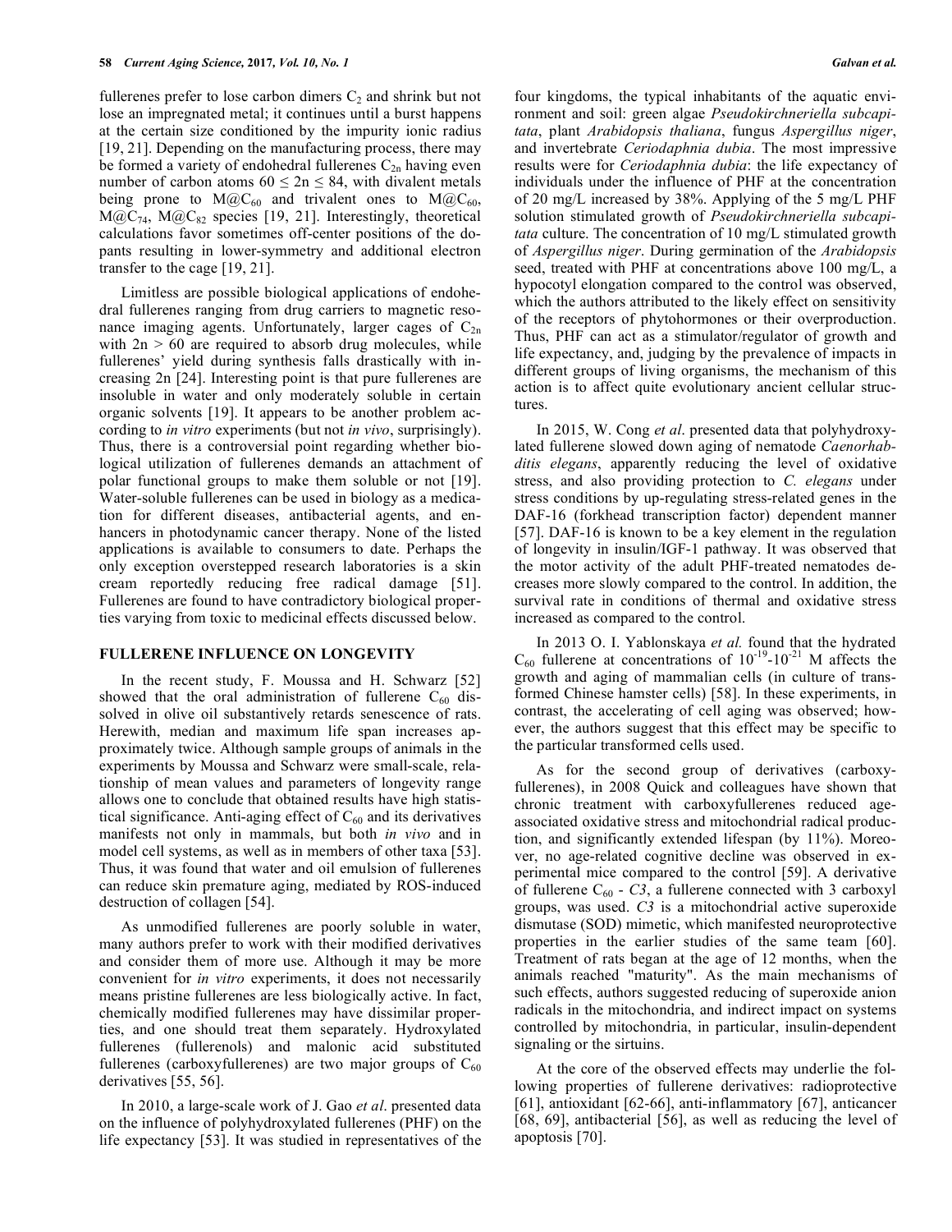fullerenes prefer to lose carbon dimers $C_2$ and shrink but not lose an impregnated metal; it continues until a burst happens at the certain size conditioned by the impurity ionic radius [19, 21]. Depending on the manufacturing process, there may be formed a variety of endohedral fullerenes $C_{2n}$ having even number of carbon atoms $60 \leq 2n \leq 84$, with divalent metals being prone to $M@C_{60}$ and trivalent ones to $M@C_{60}$, $M@C_{74}$, $M@C_{82}$ species [19, 21]. Interestingly, theoretical calculations favor sometimes off-center positions of the dopants resulting in lower-symmetry and additional electron transfer to the cage [19, 21].

Limitless are possible biological applications of endohedral fullerenes ranging from drug carriers to magnetic resonance imaging agents. Unfortunately, larger cages of $C_{2n}$ with $2n > 60$ are required to absorb drug molecules, while fullerenes' yield during synthesis falls drastically with increasing 2n [24]. Interesting point is that pure fullerenes are insoluble in water and only moderately soluble in certain organic solvents [19]. It appears to be another problem according to *in vitro* experiments (but not *in vivo*, surprisingly). Thus, there is a controversial point regarding whether biological utilization of fullerenes demands an attachment of polar functional groups to make them soluble or not [19]. Water-soluble fullerenes can be used in biology as a medication for different diseases, antibacterial agents, and enhancers in photodynamic cancer therapy. None of the listed applications is available to consumers to date. Perhaps the only exception overstepped research laboratories is a skin cream reportedly reducing free radical damage [51]. Fullerenes are found to have contradictory biological properties varying from toxic to medicinal effects discussed below.

## FULLERENE INFLUENCE ON LONGEVITY

In the recent study, F. Moussa and H. Schwarz [52] showed that the oral administration of fullerene $C_{60}$ dissolved in olive oil substantively retards senescence of rats. Herewith, median and maximum life span increases approximately twice. Although sample groups of animals in the experiments by Moussa and Schwarz were small-scale, relationship of mean values and parameters of longevity range allows one to conclude that obtained results have high statistical significance. Anti-aging effect of $C_{60}$ and its derivatives manifests not only in mammals, but both *in vivo* and in model cell systems, as well as in members of other taxa [53]. Thus, it was found that water and oil emulsion of fullerenes can reduce skin premature aging, mediated by ROS-induced destruction of collagen [54].

As unmodified fullerenes are poorly soluble in water, many authors prefer to work with their modified derivatives and consider them of more use. Although it may be more convenient for *in vitro* experiments, it does not necessarily means pristine fullerenes are less biologically active. In fact, chemically modified fullerenes may have dissimilar properties, and one should treat them separately. Hydroxylated fullerenes (fullerenols) and malonic acid substituted fullerenes (carboxyfullerenes) are two major groups of $C_{60}$ derivatives [55, 56].

In 2010, a large-scale work of J. Gao *et al*. presented data on the influence of polyhydroxylated fullerenes (PHF) on the life expectancy [53]. It was studied in representatives of the four kingdoms, the typical inhabitants of the aquatic environment and soil: green algae *Pseudokirchneriella subcapitata*, plant *Arabidopsis thaliana*, fungus *Aspergillus niger*, and invertebrate *Ceriodaphnia dubia*. The most impressive results were for *Ceriodaphnia dubia*: the life expectancy of individuals under the influence of PHF at the concentration of 20 mg/L increased by 38%. Applying of the 5 mg/L PHF solution stimulated growth of *Pseudokirchneriella subcapitata* culture. The concentration of 10 mg/L stimulated growth of *Aspergillus niger*. During germination of the *Arabidopsis* seed, treated with PHF at concentrations above 100 mg/L, a hypocotyl elongation compared to the control was observed, which the authors attributed to the likely effect on sensitivity of the receptors of phytohormones or their overproduction. Thus, PHF can act as a stimulator/regulator of growth and life expectancy, and, judging by the prevalence of impacts in different groups of living organisms, the mechanism of this action is to affect quite evolutionary ancient cellular structures.

In 2015, W. Cong *et al*. presented data that polyhydroxylated fullerene slowed down aging of nematode *Caenorhabditis elegans*, apparently reducing the level of oxidative stress, and also providing protection to *C. elegans* under stress conditions by up-regulating stress-related genes in the DAF-16 (forkhead transcription factor) dependent manner [57]. DAF-16 is known to be a key element in the regulation of longevity in insulin/IGF-1 pathway. It was observed that the motor activity of the adult PHF-treated nematodes decreases more slowly compared to the control. In addition, the survival rate in conditions of thermal and oxidative stress increased as compared to the control.

In 2013 O. I. Yablonskaya *et al.* found that the hydrated $C_{60}$ fullerene at concentrations of $10^{-19}$-$10^{-21}$ M affects the growth and aging of mammalian cells (in culture of transformed Chinese hamster cells) [58]. In these experiments, in contrast, the accelerating of cell aging was observed; however, the authors suggest that this effect may be specific to the particular transformed cells used.

As for the second group of derivatives (carboxyfullerenes), in 2008 Quick and colleagues have shown that chronic treatment with carboxyfullerenes reduced age-associated oxidative stress and mitochondrial radical production, and significantly extended lifespan (by 11%). Moreover, no age-related cognitive decline was observed in experimental mice compared to the control [59]. A derivative of fullerene $C_{60}$ - *C3*, a fullerene connected with 3 carboxyl groups, was used. *C3* is a mitochondrial active superoxide dismutase (SOD) mimetic, which manifested neuroprotective properties in the earlier studies of the same team [60]. Treatment of rats began at the age of 12 months, when the animals reached "maturity". As the main mechanisms of such effects, authors suggested reducing of superoxide anion radicals in the mitochondria, and indirect impact on systems controlled by mitochondria, in particular, insulin-dependent signaling or the sirtuins.

At the core of the observed effects may underlie the following properties of fullerene derivatives: radioprotective [61], antioxidant [62-66], anti-inflammatory [67], anticancer [68, 69], antibacterial [56], as well as reducing the level of apoptosis [70].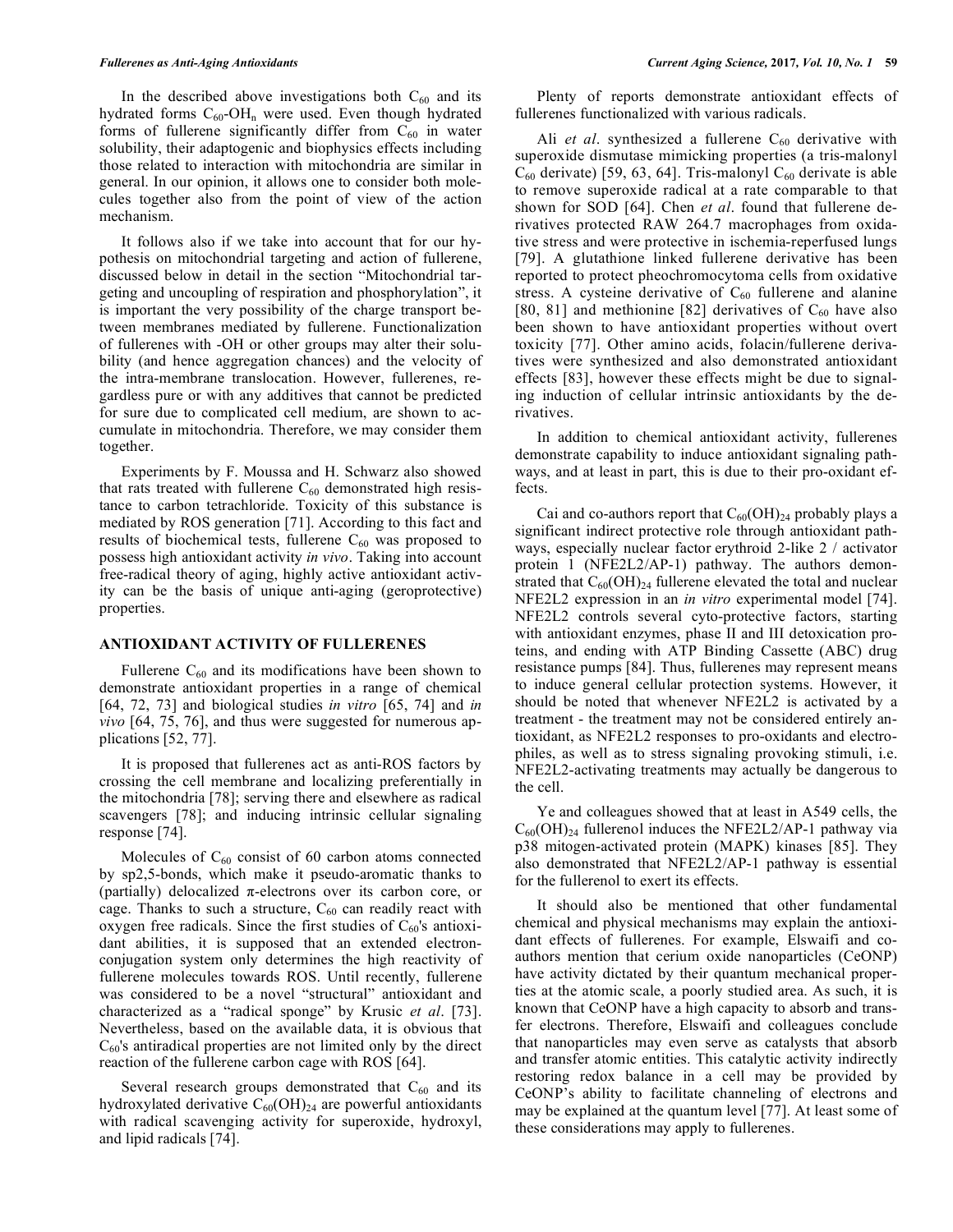In the described above investigations both $C_{60}$ and its hydrated forms $C_{60}$-$OH_n$ were used. Even though hydrated forms of fullerene significantly differ from $C_{60}$ in water solubility, their adaptogenic and biophysics effects including those related to interaction with mitochondria are similar in general. In our opinion, it allows one to consider both molecules together also from the point of view of the action mechanism.

It follows also if we take into account that for our hypothesis on mitochondrial targeting and action of fullerene, discussed below in detail in the section "Mitochondrial targeting and uncoupling of respiration and phosphorylation", it is important the very possibility of the charge transport between membranes mediated by fullerene. Functionalization of fullerenes with -OH or other groups may alter their solubility (and hence aggregation chances) and the velocity of the intra-membrane translocation. However, fullerenes, regardless pure or with any additives that cannot be predicted for sure due to complicated cell medium, are shown to accumulate in mitochondria. Therefore, we may consider them together.

Experiments by F. Moussa and H. Schwarz also showed that rats treated with fullerene $C_{60}$ demonstrated high resistance to carbon tetrachloride. Toxicity of this substance is mediated by ROS generation [71]. According to this fact and results of biochemical tests, fullerene $C_{60}$ was proposed to possess high antioxidant activity *in vivo*. Taking into account free-radical theory of aging, highly active antioxidant activity can be the basis of unique anti-aging (geroprotective) properties.

## ANTIOXIDANT ACTIVITY OF FULLERENES

Fullerene $C_{60}$ and its modifications have been shown to demonstrate antioxidant properties in a range of chemical [64, 72, 73] and biological studies *in vitro* [65, 74] and *in vivo* [64, 75, 76], and thus were suggested for numerous applications [52, 77].

It is proposed that fullerenes act as anti-ROS factors by crossing the cell membrane and localizing preferentially in the mitochondria [78]; serving there and elsewhere as radical scavengers [78]; and inducing intrinsic cellular signaling response [74].

Molecules of $C_{60}$ consist of 60 carbon atoms connected by sp2,5-bonds, which make it pseudo-aromatic thanks to (partially) delocalized π-electrons over its carbon core, or cage. Thanks to such a structure, $C_{60}$ can readily react with oxygen free radicals. Since the first studies of $C_{60}$'s antioxidant abilities, it is supposed that an extended electron-conjugation system only determines the high reactivity of fullerene molecules towards ROS. Until recently, fullerene was considered to be a novel "structural" antioxidant and characterized as a "radical sponge" by Krusic *et al*. [73]. Nevertheless, based on the available data, it is obvious that $C_{60}$'s antiradical properties are not limited only by the direct reaction of the fullerene carbon cage with ROS [64].

Several research groups demonstrated that $C_{60}$ and its hydroxylated derivative $C_{60}(OH)_{24}$ are powerful antioxidants with radical scavenging activity for superoxide, hydroxyl, and lipid radicals [74].

Plenty of reports demonstrate antioxidant effects of fullerenes functionalized with various radicals.

Ali *et al*. synthesized a fullerene $C_{60}$ derivative with superoxide dismutase mimicking properties (a tris-malonyl $C_{60}$ derivate) [59, 63, 64]. Tris-malonyl $C_{60}$ derivate is able to remove superoxide radical at a rate comparable to that shown for SOD [64]. Chen *et al*. found that fullerene derivatives protected RAW 264.7 macrophages from oxidative stress and were protective in ischemia-reperfused lungs [79]. A glutathione linked fullerene derivative has been reported to protect pheochromocytoma cells from oxidative stress. A cysteine derivative of $C_{60}$ fullerene and alanine [80, 81] and methionine [82] derivatives of $C_{60}$ have also been shown to have antioxidant properties without overt toxicity [77]. Other amino acids, folacin/fullerene derivatives were synthesized and also demonstrated antioxidant effects [83], however these effects might be due to signaling induction of cellular intrinsic antioxidants by the derivatives.

In addition to chemical antioxidant activity, fullerenes demonstrate capability to induce antioxidant signaling pathways, and at least in part, this is due to their pro-oxidant effects.

Cai and co-authors report that $C_{60}(OH)_{24}$ probably plays a significant indirect protective role through antioxidant pathways, especially nuclear factor erythroid 2-like 2 / activator protein 1 (NFE2L2/AP-1) pathway. The authors demonstrated that $C_{60}(OH)_{24}$ fullerene elevated the total and nuclear NFE2L2 expression in an *in vitro* experimental model [74]. NFE2L2 controls several cyto-protective factors, starting with antioxidant enzymes, phase II and III detoxication proteins, and ending with ATP Binding Cassette (ABC) drug resistance pumps [84]. Thus, fullerenes may represent means to induce general cellular protection systems. However, it should be noted that whenever NFE2L2 is activated by a treatment - the treatment may not be considered entirely antioxidant, as NFE2L2 responses to pro-oxidants and electrophiles, as well as to stress signaling provoking stimuli, i.e. NFE2L2-activating treatments may actually be dangerous to the cell.

Ye and colleagues showed that at least in A549 cells, the $C_{60}(OH)_{24}$ fullerenol induces the NFE2L2/AP-1 pathway via p38 mitogen-activated protein (MAPK) kinases [85]. They also demonstrated that NFE2L2/AP-1 pathway is essential for the fullerenol to exert its effects.

It should also be mentioned that other fundamental chemical and physical mechanisms may explain the antioxidant effects of fullerenes. For example, Elswaifi and co-authors mention that cerium oxide nanoparticles (CeONP) have activity dictated by their quantum mechanical properties at the atomic scale, a poorly studied area. As such, it is known that CeONP have a high capacity to absorb and transfer electrons. Therefore, Elswaifi and colleagues conclude that nanoparticles may even serve as catalysts that absorb and transfer atomic entities. This catalytic activity indirectly restoring redox balance in a cell may be provided by CeONP's ability to facilitate channeling of electrons and may be explained at the quantum level [77]. At least some of these considerations may apply to fullerenes.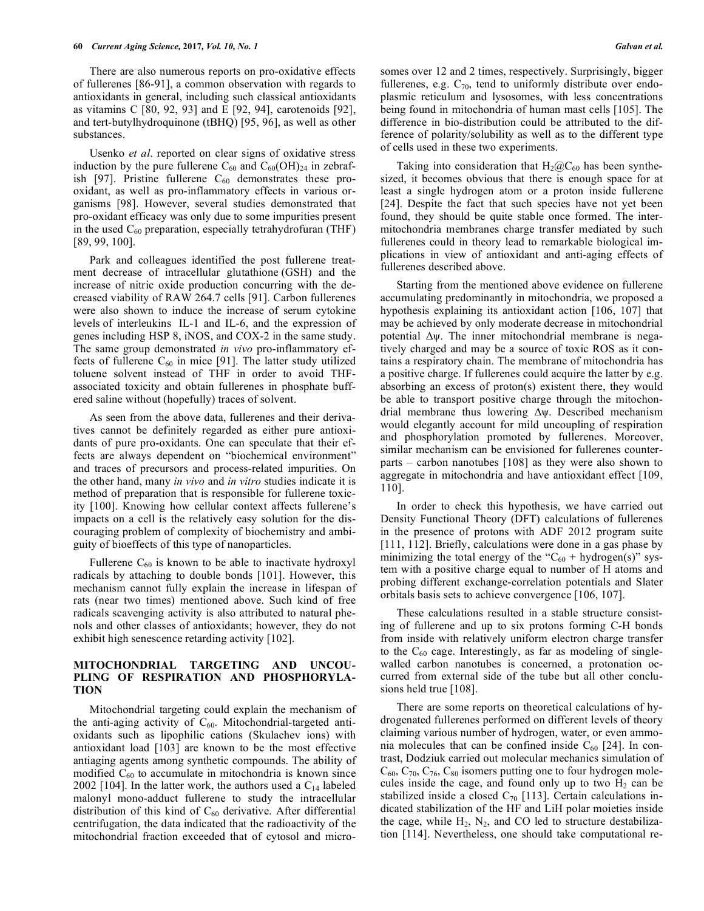There are also numerous reports on pro-oxidative effects of fullerenes [86-91], a common observation with regards to antioxidants in general, including such classical antioxidants as vitamins C [80, 92, 93] and E [92, 94], carotenoids [92], and tert-butylhydroquinone (tBHQ) [95, 96], as well as other substances.

Usenko *et al*. reported on clear signs of oxidative stress induction by the pure fullerene $C_{60}$ and $C_{60}(OH)_{24}$ in zebrafish [97]. Pristine fullerene $C_{60}$ demonstrates these pro-oxidant, as well as pro-inflammatory effects in various organisms [98]. However, several studies demonstrated that pro-oxidant efficacy was only due to some impurities present in the used $C_{60}$ preparation, especially tetrahydrofuran (THF) [89, 99, 100].

Park and colleagues identified the post fullerene treatment decrease of intracellular glutathione (GSH) and the increase of nitric oxide production concurring with the decreased viability of RAW 264.7 cells [91]. Carbon fullerenes were also shown to induce the increase of serum cytokine levels of interleukins IL-1 and IL-6, and the expression of genes including HSP 8, iNOS, and COX-2 in the same study. The same group demonstrated *in vivo* pro-inflammatory effects of fullerene $C_{60}$ in mice [91]. The latter study utilized toluene solvent instead of THF in order to avoid THF-associated toxicity and obtain fullerenes in phosphate buffered saline without (hopefully) traces of solvent.

As seen from the above data, fullerenes and their derivatives cannot be definitely regarded as either pure antioxidants of pure pro-oxidants. One can speculate that their effects are always dependent on "biochemical environment" and traces of precursors and process-related impurities. On the other hand, many *in vivo* and *in vitro* studies indicate it is method of preparation that is responsible for fullerene toxicity [100]. Knowing how cellular context affects fullerene's impacts on a cell is the relatively easy solution for the discouraging problem of complexity of biochemistry and ambiguity of bioeffects of this type of nanoparticles.

Fullerene $C_{60}$ is known to be able to inactivate hydroxyl radicals by attaching to double bonds [101]. However, this mechanism cannot fully explain the increase in lifespan of rats (near two times) mentioned above. Such kind of free radicals scavenging activity is also attributed to natural phenols and other classes of antioxidants; however, they do not exhibit high senescence retarding activity [102].

## MITOCHONDRIAL TARGETING AND UNCOUPLING OF RESPIRATION AND PHOSPHORYLATION

Mitochondrial targeting could explain the mechanism of the anti-aging activity of $C_{60}$. Mitochondrial-targeted antioxidants such as lipophilic cations (Skulachev ions) with antioxidant load [103] are known to be the most effective antiaging agents among synthetic compounds. The ability of modified $C_{60}$ to accumulate in mitochondria is known since 2002 [104]. In the latter work, the authors used a $C_{14}$ labeled malonyl mono-adduct fullerene to study the intracellular distribution of this kind of $C_{60}$ derivative. After differential centrifugation, the data indicated that the radioactivity of the mitochondrial fraction exceeded that of cytosol and microsomes over 12 and 2 times, respectively. Surprisingly, bigger fullerenes, e.g. $C_{70}$, tend to uniformly distribute over endoplasmic reticulum and lysosomes, with less concentrations being found in mitochondria of human mast cells [105]. The difference in bio-distribution could be attributed to the difference of polarity/solubility as well as to the different type of cells used in these two experiments.

Taking into consideration that $H_2@C_{60}$ has been synthesized, it becomes obvious that there is enough space for at least a single hydrogen atom or a proton inside fullerene [24]. Despite the fact that such species have not yet been found, they should be quite stable once formed. The inter-mitochondria membranes charge transfer mediated by such fullerenes could in theory lead to remarkable biological implications in view of antioxidant and anti-aging effects of fullerenes described above.

Starting from the mentioned above evidence on fullerene accumulating predominantly in mitochondria, we proposed a hypothesis explaining its antioxidant action [106, 107] that may be achieved by only moderate decrease in mitochondrial potential $\Delta\psi$. The inner mitochondrial membrane is negatively charged and may be a source of toxic ROS as it contains a respiratory chain. The membrane of mitochondria has a positive charge. If fullerenes could acquire the latter by e.g. absorbing an excess of proton(s) existent there, they would be able to transport positive charge through the mitochondrial membrane thus lowering $\Delta\psi$. Described mechanism would elegantly account for mild uncoupling of respiration and phosphorylation promoted by fullerenes. Moreover, similar mechanism can be envisioned for fullerenes counterparts – carbon nanotubes [108] as they were also shown to aggregate in mitochondria and have antioxidant effect [109, 110].

In order to check this hypothesis, we have carried out Density Functional Theory (DFT) calculations of fullerenes in the presence of protons with ADF 2012 program suite [111, 112]. Briefly, calculations were done in a gas phase by minimizing the total energy of the "$C_{60}$ + hydrogen(s)" system with a positive charge equal to number of H atoms and probing different exchange-correlation potentials and Slater orbitals basis sets to achieve convergence [106, 107].

These calculations resulted in a stable structure consisting of fullerene and up to six protons forming C-H bonds from inside with relatively uniform electron charge transfer to the $C_{60}$ cage. Interestingly, as far as modeling of single-walled carbon nanotubes is concerned, a protonation occurred from external side of the tube but all other conclusions held true [108].

There are some reports on theoretical calculations of hydrogenated fullerenes performed on different levels of theory claiming various number of hydrogen, water, or even ammonia molecules that can be confined inside $C_{60}$ [24]. In contrast, Dodziuk carried out molecular mechanics simulation of $C_{60}$, $C_{70}$, $C_{76}$, $C_{80}$ isomers putting one to four hydrogen molecules inside the cage, and found only up to two $H_2$ can be stabilized inside a closed $C_{70}$ [113]. Certain calculations indicated stabilization of the HF and LiH polar moieties inside the cage, while $H_2$, $N_2$, and CO led to structure destabilization [114]. Nevertheless, one should take computational re-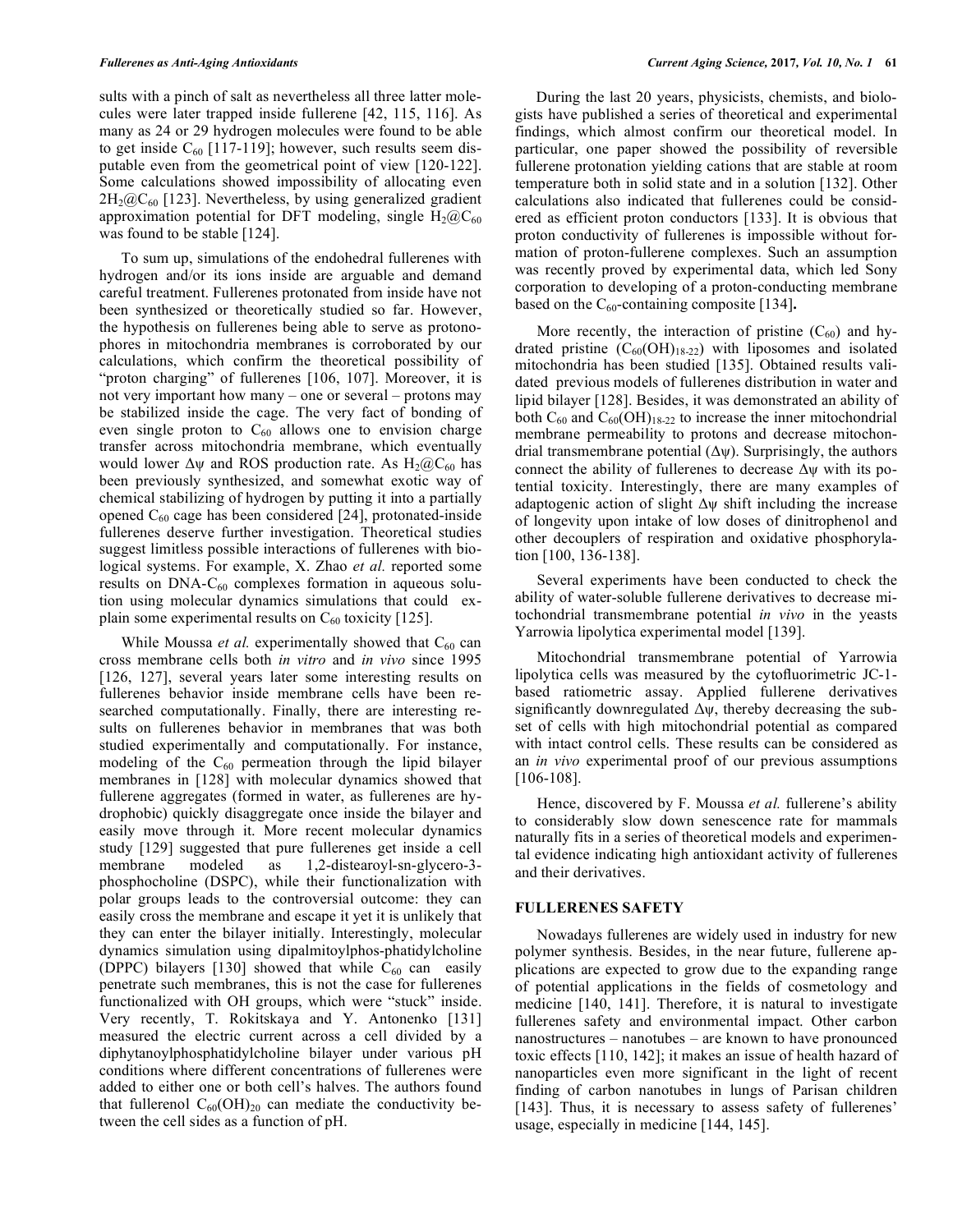sults with a pinch of salt as nevertheless all three latter molecules were later trapped inside fullerene [42, 115, 116]. As many as 24 or 29 hydrogen molecules were found to be able to get inside $C_{60}$ [117-119]; however, such results seem disputable even from the geometrical point of view [120-122]. Some calculations showed impossibility of allocating even $2H_2@C_{60}$ [123]. Nevertheless, by using generalized gradient approximation potential for DFT modeling, single $H_2@C_{60}$ was found to be stable [124].

To sum up, simulations of the endohedral fullerenes with hydrogen and/or its ions inside are arguable and demand careful treatment. Fullerenes protonated from inside have not been synthesized or theoretically studied so far. However, the hypothesis on fullerenes being able to serve as protonophores in mitochondria membranes is corroborated by our calculations, which confirm the theoretical possibility of "proton charging" of fullerenes [106, 107]. Moreover, it is not very important how many – one or several – protons may be stabilized inside the cage. The very fact of bonding of even single proton to $C_{60}$ allows one to envision charge transfer across mitochondria membrane, which eventually would lower $\Delta\psi$ and ROS production rate. As $H_2@C_{60}$ has been previously synthesized, and somewhat exotic way of chemical stabilizing of hydrogen by putting it into a partially opened $C_{60}$ cage has been considered [24], protonated-inside fullerenes deserve further investigation. Theoretical studies suggest limitless possible interactions of fullerenes with biological systems. For example, X. Zhao *et al.* reported some results on DNA-$C_{60}$ complexes formation in aqueous solution using molecular dynamics simulations that could explain some experimental results on $C_{60}$ toxicity [125].

While Moussa *et al.* experimentally showed that $C_{60}$ can cross membrane cells both *in vitro* and *in vivo* since 1995 [126, 127], several years later some interesting results on fullerenes behavior inside membrane cells have been researched computationally. Finally, there are interesting results on fullerenes behavior in membranes that was both studied experimentally and computationally. For instance, modeling of the $C_{60}$ permeation through the lipid bilayer membranes in [128] with molecular dynamics showed that fullerene aggregates (formed in water, as fullerenes are hydrophobic) quickly disaggregate once inside the bilayer and easily move through it. More recent molecular dynamics study [129] suggested that pure fullerenes get inside a cell membrane modeled as 1,2-distearoyl-sn-glycero-3-phosphocholine (DSPC), while their functionalization with polar groups leads to the controversial outcome: they can easily cross the membrane and escape it yet it is unlikely that they can enter the bilayer initially. Interestingly, molecular dynamics simulation using dipalmitoylphos-phatidylcholine (DPPC) bilayers [130] showed that while $C_{60}$ can easily penetrate such membranes, this is not the case for fullerenes functionalized with OH groups, which were "stuck" inside. Very recently, T. Rokitskaya and Y. Antonenko [131] measured the electric current across a cell divided by a diphytanoylphosphatidylcholine bilayer under various pH conditions where different concentrations of fullerenes were added to either one or both cell's halves. The authors found that fullerenol $C_{60}(OH)_{20}$ can mediate the conductivity between the cell sides as a function of pH.

During the last 20 years, physicists, chemists, and biologists have published a series of theoretical and experimental findings, which almost confirm our theoretical model. In particular, one paper showed the possibility of reversible fullerene protonation yielding cations that are stable at room temperature both in solid state and in a solution [132]. Other calculations also indicated that fullerenes could be considered as efficient proton conductors [133]. It is obvious that proton conductivity of fullerenes is impossible without formation of proton-fullerene complexes. Such an assumption was recently proved by experimental data, which led Sony corporation to developing of a proton-conducting membrane based on the $C_{60}$-containing composite [134]**.**

More recently, the interaction of pristine ($C_{60}$) and hydrated pristine ($C_{60}(OH)_{18-22}$) with liposomes and isolated mitochondria has been studied [135]. Obtained results validated previous models of fullerenes distribution in water and lipid bilayer [128]. Besides, it was demonstrated an ability of both $C_{60}$ and $C_{60}(OH)_{18-22}$ to increase the inner mitochondrial membrane permeability to protons and decrease mitochondrial transmembrane potential ($\Delta\psi$). Surprisingly, the authors connect the ability of fullerenes to decrease $\Delta\psi$ with its potential toxicity. Interestingly, there are many examples of adaptogenic action of slight $\Delta\psi$ shift including the increase of longevity upon intake of low doses of dinitrophenol and other decouplers of respiration and oxidative phosphorylation [100, 136-138].

Several experiments have been conducted to check the ability of water-soluble fullerene derivatives to decrease mitochondrial transmembrane potential *in vivo* in the yeasts Yarrowia lipolytica experimental model [139].

Mitochondrial transmembrane potential of Yarrowia lipolytica cells was measured by the cytofluorimetric JC-1-based ratiometric assay. Applied fullerene derivatives significantly downregulated $\Delta\psi$, thereby decreasing the subset of cells with high mitochondrial potential as compared with intact control cells. These results can be considered as an *in vivo* experimental proof of our previous assumptions [106-108].

Hence, discovered by F. Moussa *et al.* fullerene's ability to considerably slow down senescence rate for mammals naturally fits in a series of theoretical models and experimental evidence indicating high antioxidant activity of fullerenes and their derivatives.

## FULLERENES SAFETY

Nowadays fullerenes are widely used in industry for new polymer synthesis. Besides, in the near future, fullerene applications are expected to grow due to the expanding range of potential applications in the fields of cosmetology and medicine [140, 141]. Therefore, it is natural to investigate fullerenes safety and environmental impact. Other carbon nanostructures – nanotubes – are known to have pronounced toxic effects [110, 142]; it makes an issue of health hazard of nanoparticles even more significant in the light of recent finding of carbon nanotubes in lungs of Parisan children [143]. Thus, it is necessary to assess safety of fullerenes' usage, especially in medicine [144, 145].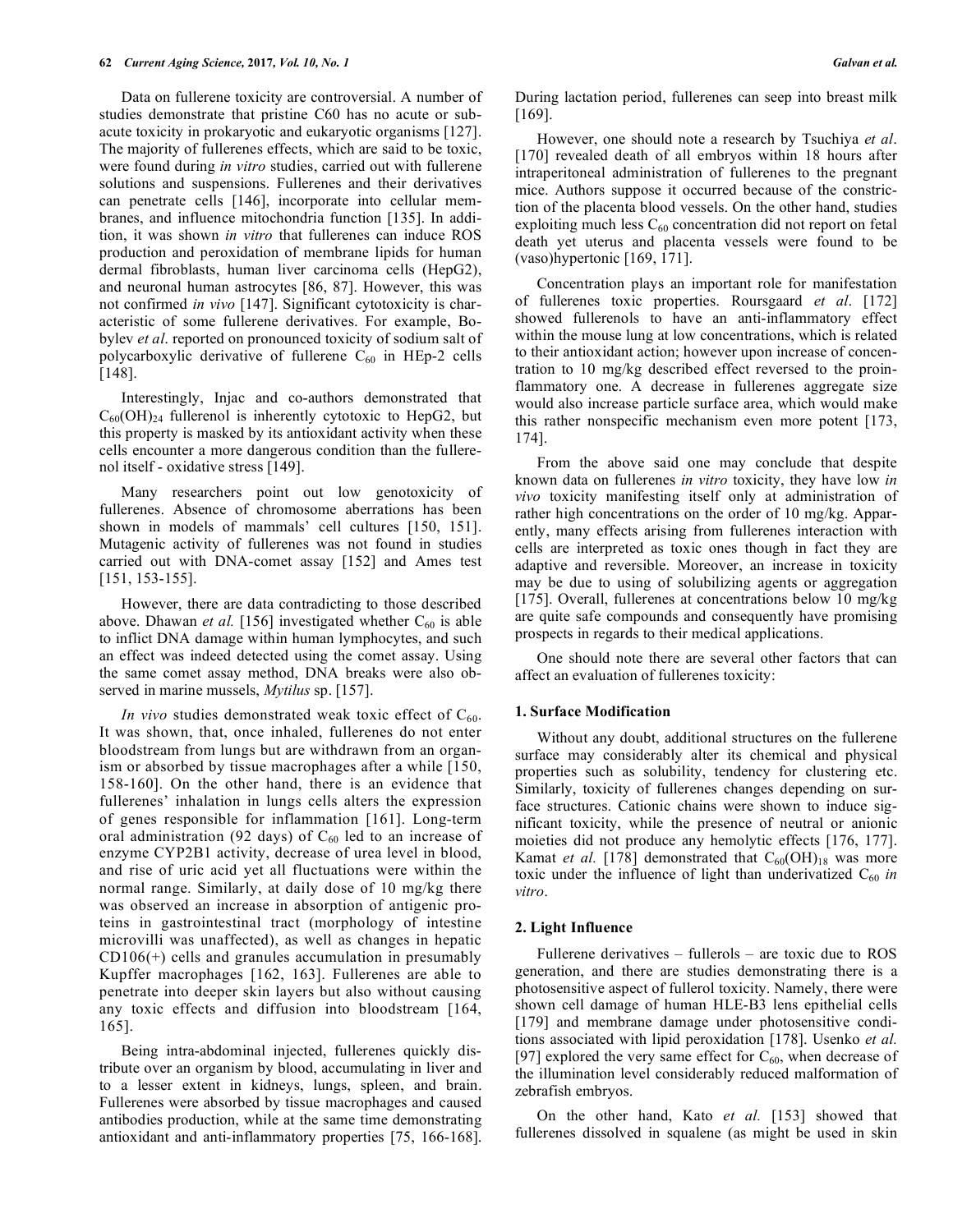Data on fullerene toxicity are controversial. A number of studies demonstrate that pristine C60 has no acute or sub-acute toxicity in prokaryotic and eukaryotic organisms [127]. The majority of fullerenes effects, which are said to be toxic, were found during *in vitro* studies, carried out with fullerene solutions and suspensions. Fullerenes and their derivatives can penetrate cells [146], incorporate into cellular membranes, and influence mitochondria function [135]. In addition, it was shown *in vitro* that fullerenes can induce ROS production and peroxidation of membrane lipids for human dermal fibroblasts, human liver carcinoma cells (HepG2), and neuronal human astrocytes [86, 87]. However, this was not confirmed *in vivo* [147]. Significant cytotoxicity is characteristic of some fullerene derivatives. For example, Bobylev *et al*. reported on pronounced toxicity of sodium salt of polycarboxylic derivative of fullerene $C_{60}$ in HEp-2 cells [148].

Interestingly, Injac and co-authors demonstrated that $C_{60}(OH)_{24}$ fullerenol is inherently cytotoxic to HepG2, but this property is masked by its antioxidant activity when these cells encounter a more dangerous condition than the fullerenol itself - oxidative stress [149].

Many researchers point out low genotoxicity of fullerenes. Absence of chromosome aberrations has been shown in models of mammals' cell cultures [150, 151]. Mutagenic activity of fullerenes was not found in studies carried out with DNA-comet assay [152] and Ames test [151, 153-155].

However, there are data contradicting to those described above. Dhawan *et al.* [156] investigated whether $C_{60}$ is able to inflict DNA damage within human lymphocytes, and such an effect was indeed detected using the comet assay. Using the same comet assay method, DNA breaks were also observed in marine mussels, *Mytilus* sp. [157].

*In vivo* studies demonstrated weak toxic effect of $C_{60}$. It was shown, that, once inhaled, fullerenes do not enter bloodstream from lungs but are withdrawn from an organism or absorbed by tissue macrophages after a while [150, 158-160]. On the other hand, there is an evidence that fullerenes' inhalation in lungs cells alters the expression of genes responsible for inflammation [161]. Long-term oral administration (92 days) of $C_{60}$ led to an increase of enzyme CYP2B1 activity, decrease of urea level in blood, and rise of uric acid yet all fluctuations were within the normal range. Similarly, at daily dose of 10 mg/kg there was observed an increase in absorption of antigenic proteins in gastrointestinal tract (morphology of intestine microvilli was unaffected), as well as changes in hepatic CD106(+) cells and granules accumulation in presumably Kupffer macrophages [162, 163]. Fullerenes are able to penetrate into deeper skin layers but also without causing any toxic effects and diffusion into bloodstream [164, 165].

Being intra-abdominal injected, fullerenes quickly distribute over an organism by blood, accumulating in liver and to a lesser extent in kidneys, lungs, spleen, and brain. Fullerenes were absorbed by tissue macrophages and caused antibodies production, while at the same time demonstrating antioxidant and anti-inflammatory properties [75, 166-168]. During lactation period, fullerenes can seep into breast milk [169].

However, one should note a research by Tsuchiya *et al*. [170] revealed death of all embryos within 18 hours after intraperitoneal administration of fullerenes to the pregnant mice. Authors suppose it occurred because of the constriction of the placenta blood vessels. On the other hand, studies exploiting much less $C_{60}$ concentration did not report on fetal death yet uterus and placenta vessels were found to be (vaso)hypertonic [169, 171].

Concentration plays an important role for manifestation of fullerenes toxic properties. Roursgaard *et al*. [172] showed fullerenols to have an anti-inflammatory effect within the mouse lung at low concentrations, which is related to their antioxidant action; however upon increase of concentration to 10 mg/kg described effect reversed to the proinflammatory one. A decrease in fullerenes aggregate size would also increase particle surface area, which would make this rather nonspecific mechanism even more potent [173, 174].

From the above said one may conclude that despite known data on fullerenes *in vitro* toxicity, they have low *in vivo* toxicity manifesting itself only at administration of rather high concentrations on the order of 10 mg/kg. Apparently, many effects arising from fullerenes interaction with cells are interpreted as toxic ones though in fact they are adaptive and reversible. Moreover, an increase in toxicity may be due to using of solubilizing agents or aggregation [175]. Overall, fullerenes at concentrations below 10 mg/kg are quite safe compounds and consequently have promising prospects in regards to their medical applications.

One should note there are several other factors that can affect an evaluation of fullerenes toxicity:

### 1. Surface Modification

Without any doubt, additional structures on the fullerene surface may considerably alter its chemical and physical properties such as solubility, tendency for clustering etc. Similarly, toxicity of fullerenes changes depending on surface structures. Cationic chains were shown to induce significant toxicity, while the presence of neutral or anionic moieties did not produce any hemolytic effects [176, 177]. Kamat *et al.* [178] demonstrated that $C_{60}(OH)_{18}$ was more toxic under the influence of light than underivatized $C_{60}$ *in vitro*.

### 2. Light Influence

Fullerene derivatives – fullerols – are toxic due to ROS generation, and there are studies demonstrating there is a photosensitive aspect of fullerol toxicity. Namely, there were shown cell damage of human HLE-B3 lens epithelial cells [179] and membrane damage under photosensitive conditions associated with lipid peroxidation [178]. Usenko *et al.* [97] explored the very same effect for $C_{60}$, when decrease of the illumination level considerably reduced malformation of zebrafish embryos.

On the other hand, Kato *et al.* [153] showed that fullerenes dissolved in squalene (as might be used in skin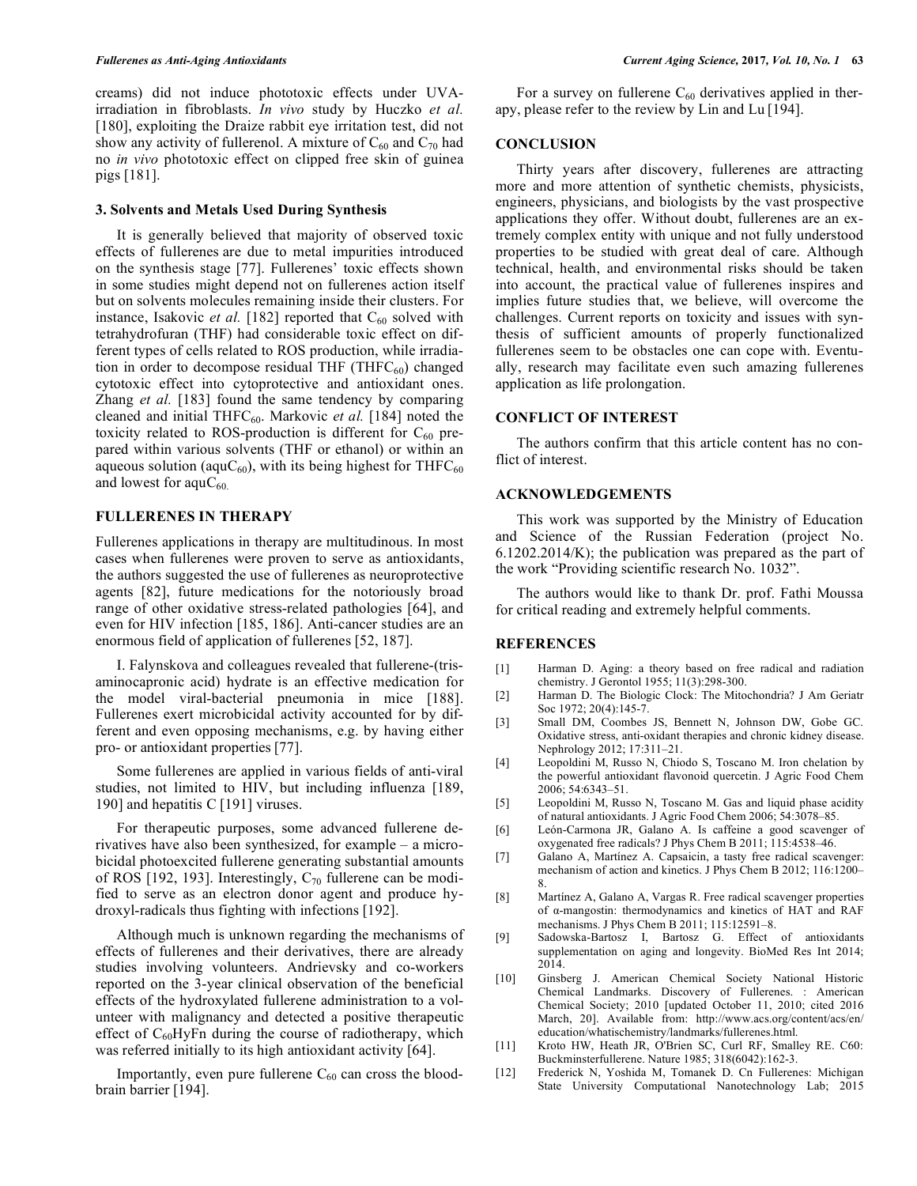creams) did not induce phototoxic effects under UVA-irradiation in fibroblasts. *In vivo* study by Huczko *et al.* [180], exploiting the Draize rabbit eye irritation test, did not show any activity of fullerenol. A mixture of $C_{60}$ and $C_{70}$ had no *in vivo* phototoxic effect on clipped free skin of guinea pigs [181].

### 3. Solvents and Metals Used During Synthesis

It is generally believed that majority of observed toxic effects of fullerenes are due to metal impurities introduced on the synthesis stage [77]. Fullerenes' toxic effects shown in some studies might depend not on fullerenes action itself but on solvents molecules remaining inside their clusters. For instance, Isakovic *et al.* [182] reported that $C_{60}$ solved with tetrahydrofuran (THF) had considerable toxic effect on different types of cells related to ROS production, while irradiation in order to decompose residual THF ($THFC_{60}$) changed cytotoxic effect into cytoprotective and antioxidant ones. Zhang *et al.* [183] found the same tendency by comparing cleaned and initial $THFC_{60}$. Markovic *et al.* [184] noted the toxicity related to ROS-production is different for $C_{60}$ prepared within various solvents (THF or ethanol) or within an aqueous solution ($aquC_{60}$), with its being highest for $THFC_{60}$ and lowest for $aquC_{60}$.

## FULLERENES IN THERAPY

Fullerenes applications in therapy are multitudinous. In most cases when fullerenes were proven to serve as antioxidants, the authors suggested the use of fullerenes as neuroprotective agents [82], future medications for the notoriously broad range of other oxidative stress-related pathologies [64], and even for HIV infection [185, 186]. Anti-cancer studies are an enormous field of application of fullerenes [52, 187].

I. Falynskova and colleagues revealed that fullerene-(tris-aminocaproic acid) hydrate is an effective medication for the model viral-bacterial pneumonia in mice [188]. Fullerenes exert microbicidal activity accounted for by different and even opposing mechanisms, e.g. by having either pro- or antioxidant properties [77].

Some fullerenes are applied in various fields of anti-viral studies, not limited to HIV, but including influenza [189, 190] and hepatitis C [191] viruses.

For therapeutic purposes, some advanced fullerene derivatives have also been synthesized, for example – a microbicidal photoexcited fullerene generating substantial amounts of ROS [192, 193]. Interestingly, $C_{70}$ fullerene can be modified to serve as an electron donor agent and produce hydroxyl-radicals thus fighting with infections [192].

Although much is unknown regarding the mechanisms of effects of fullerenes and their derivatives, there are already studies involving volunteers. Andrievsky and co-workers reported on the 3-year clinical observation of the beneficial effects of the hydroxylated fullerene administration to a volunteer with malignancy and detected a positive therapeutic effect of $C_{60}HyFn$ during the course of radiotherapy, which was referred initially to its high antioxidant activity [64].

Importantly, even pure fullerene $C_{60}$ can cross the blood-brain barrier [194].

For a survey on fullerene $C_{60}$ derivatives applied in therapy, please refer to the review by Lin and Lu [194].

## CONCLUSION

Thirty years after discovery, fullerenes are attracting more and more attention of synthetic chemists, physicists, engineers, physicians, and biologists by the vast prospective applications they offer. Without doubt, fullerenes are an extremely complex entity with unique and not fully understood properties to be studied with great deal of care. Although technical, health, and environmental risks should be taken into account, the practical value of fullerenes inspires and implies future studies that, we believe, will overcome the challenges. Current reports on toxicity and issues with synthesis of sufficient amounts of properly functionalized fullerenes seem to be obstacles one can cope with. Eventually, research may facilitate even such amazing fullerenes application as life prolongation.

## CONFLICT OF INTEREST

The authors confirm that this article content has no conflict of interest.

## ACKNOWLEDGEMENTS

This work was supported by the Ministry of Education and Science of the Russian Federation (project No. 6.1202.2014/K); the publication was prepared as the part of the work "Providing scientific research No. 1032".

The authors would like to thank Dr. prof. Fathi Moussa for critical reading and extremely helpful comments.

## REFERENCES

[1] Harman D. Aging: a theory based on free radical and radiation chemistry. J Gerontol 1955; 11(3):298-300.

[2] Harman D. The Biologic Clock: The Mitochondria? J Am Geriatr Soc 1972; 20(4):145-7.

[3] Small DM, Coombes JS, Bennett N, Johnson DW, Gobe GC. Oxidative stress, anti-oxidant therapies and chronic kidney disease. Nephrology 2012; 17:311–21.

[4] Leopoldini M, Russo N, Chiodo S, Toscano M. Iron chelation by the powerful antioxidant flavonoid quercetin. J Agric Food Chem 2006; 54:6343–51.

[5] Leopoldini M, Russo N, Toscano M. Gas and liquid phase acidity of natural antioxidants. J Agric Food Chem 2006; 54:3078–85.

[6] León-Carmona JR, Galano A. Is caffeine a good scavenger of oxygenated free radicals? J Phys Chem B 2011; 115:4538–46.

[7] Galano A, Martínez A. Capsaicin, a tasty free radical scavenger: mechanism of action and kinetics. J Phys Chem B 2012; 116:1200–8.

[8] Martínez A, Galano A, Vargas R. Free radical scavenger properties of α-mangostin: thermodynamics and kinetics of HAT and RAF mechanisms. J Phys Chem B 2011; 115:12591–8.

[9] Sadowska-Bartosz I, Bartosz G. Effect of antioxidants supplementation on aging and longevity. BioMed Res Int 2014; 2014.

[10] Ginsberg J. American Chemical Society National Historic Chemical Landmarks. Discovery of Fullerenes. : American Chemical Society; 2010 [updated October 11, 2010; cited 2016 March, 20]. Available from: http://www.acs.org/content/acs/en/education/whatischemistry/landmarks/fullerenes.html.

[11] Kroto HW, Heath JR, O'Brien SC, Curl RF, Smalley RE. C60: Buckminsterfullerene. Nature 1985; 318(6042):162-3.

[12] Frederick N, Yoshida M, Tomanek D. Cn Fullerenes: Michigan State University Computational Nanotechnology Lab; 2015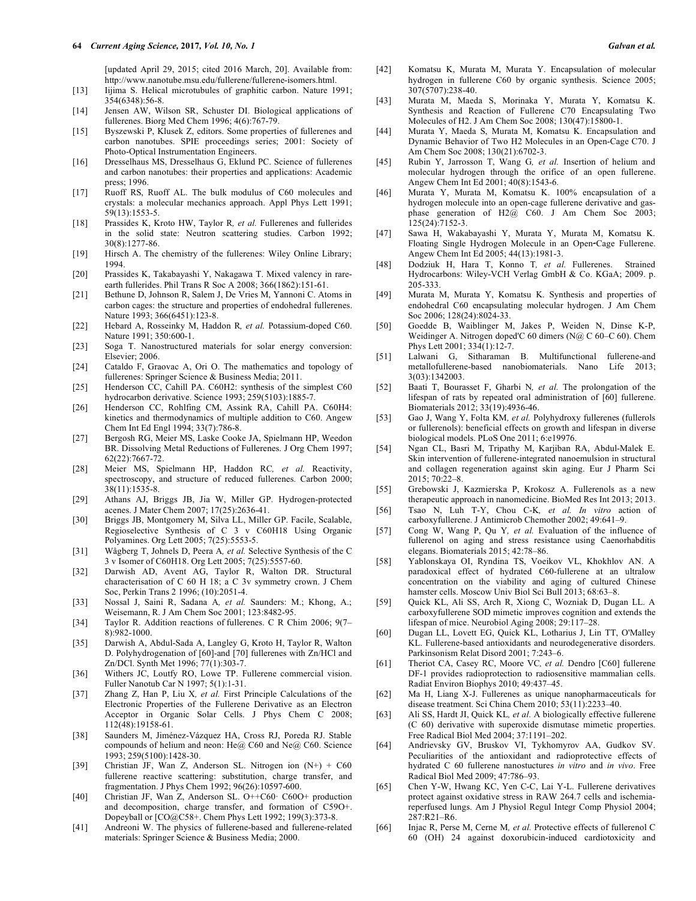[updated April 29, 2015; cited 2016 March, 20]. Available from: http://www.nanotube.msu.edu/fullerene/fullerene-isomers.html.

[13] Iijima S. Helical microtubules of graphitic carbon. Nature 1991; 354(6348):56-8.

[14] Jensen AW, Wilson SR, Schuster DI. Biological applications of fullerenes. Biorg Med Chem 1996; 4(6):767-79.

[15] Byszewski P, Klusek Z, editors. Some properties of fullerenes and carbon nanotubes. SPIE proceedings series; 2001: Society of Photo-Optical Instrumentation Engineers.

[16] Dresselhaus MS, Dresselhaus G, Eklund PC. Science of fullerenes and carbon nanotubes: their properties and applications: Academic press; 1996.

[17] Ruoff RS, Ruoff AL. The bulk modulus of C60 molecules and crystals: a molecular mechanics approach. Appl Phys Lett 1991; 59(13):1553-5.

[18] Prassides K, Kroto HW, Taylor R, *et al.* Fullerenes and fullerides in the solid state: Neutron scattering studies. Carbon 1992; 30(8):1277-86.

[19] Hirsch A. The chemistry of the fullerenes: Wiley Online Library; 1994.

[20] Prassides K, Takabayashi Y, Nakagawa T. Mixed valency in rare-earth fullerides. Phil Trans R Soc A 2008; 366(1862):151-61.

[21] Bethune D, Johnson R, Salem J, De Vries M, Yannoni C. Atoms in carbon cages: the structure and properties of endohedral fullerenes. Nature 1993; 366(6451):123-8.

[22] Hebard A, Rosseinky M, Haddon R, *et al.* Potassium-doped C60. Nature 1991; 350:600-1.

[23] Soga T. Nanostructured materials for solar energy conversion: Elsevier; 2006.

[24] Cataldo F, Graovac A, Ori O. The mathematics and topology of fullerenes: Springer Science & Business Media; 2011.

[25] Henderson CC, Cahill PA. C60H2: synthesis of the simplest C60 hydrocarbon derivative. Science 1993; 259(5103):1885-7.

[26] Henderson CC, Rohlfing CM, Assink RA, Cahill PA. C60H4: kinetics and thermodynamics of multiple addition to C60. Angew Chem Int Ed Engl 1994; 33(7):786-8.

[27] Bergosh RG, Meier MS, Laske Cooke JA, Spielmann HP, Weedon BR. Dissolving Metal Reductions of Fullerenes. J Org Chem 1997; 62(22):7667-72.

[28] Meier MS, Spielmann HP, Haddon RC, *et al.* Reactivity, spectroscopy, and structure of reduced fullerenes. Carbon 2000; 38(11):1535-8.

[29] Athans AJ, Briggs JB, Jia W, Miller GP. Hydrogen-protected acenes. J Mater Chem 2007; 17(25):2636-41.

[30] Briggs JB, Montgomery M, Silva LL, Miller GP. Facile, Scalable, Regioselective Synthesis of C 3 v C60H18 Using Organic Polyamines. Org Lett 2005; 7(25):5553-5.

[31] Wågberg T, Johnels D, Peera A, *et al.* Selective Synthesis of the C 3 v Isomer of C60H18. Org Lett 2005; 7(25):5557-60.

[32] Darwish AD, Avent AG, Taylor R, Walton DR. Structural characterisation of C 60 H 18; a C 3v symmetry crown. J Chem Soc, Perkin Trans 2 1996; (10):2051-4.

[33] Nossal J, Saini R, Sadana A, *et al.* Saunders: M.; Khong, A.; Weisemann, R. J Am Chem Soc 2001; 123:8482-95.

[34] Taylor R. Addition reactions of fullerenes. C R Chim 2006; 9(7–8):982-1000.

[35] Darwish A, Abdul-Sada A, Langley G, Kroto H, Taylor R, Walton D. Polyhydrogenation of [60]-and [70] fullerenes with Zn/HCl and Zn/DCl. Synth Met 1996; 77(1):303-7.

[36] Withers JC, Loutfy RO, Lowe TP. Fullerene commercial vision. Fuller Nanotub Car N 1997; 5(1):1-31.

[37] Zhang Z, Han P, Liu X, *et al.* First Principle Calculations of the Electronic Properties of the Fullerene Derivative as an Electron Acceptor in Organic Solar Cells. J Phys Chem C 2008; 112(48):19158-61.

[38] Saunders M, Jiménez-Vázquez HA, Cross RJ, Poreda RJ. Stable compounds of helium and neon: He@ C60 and Ne@ C60. Science 1993; 259(5100):1428-30.

[39] Christian JF, Wan Z, Anderson SL. Nitrogen ion (N+) + C60 fullerene reactive scattering: substitution, charge transfer, and fragmentation. J Phys Chem 1992; 96(26):10597-600.

[40] Christian JF, Wan Z, Anderson SL. O++C60· C60O+ production and decomposition, charge transfer, and formation of C59O+. Dopeyball or [CO@C58+. Chem Phys Lett 1992; 199(3):373-8.

[41] Andreoni W. The physics of fullerene-based and fullerene-related materials: Springer Science & Business Media; 2000.

[42] Komatsu K, Murata M, Murata Y. Encapsulation of molecular hydrogen in fullerene C60 by organic synthesis. Science 2005; 307(5707):238-40.

[43] Murata M, Maeda S, Morinaka Y, Murata Y, Komatsu K. Synthesis and Reaction of Fullerene C70 Encapsulating Two Molecules of H2. J Am Chem Soc 2008; 130(47):15800-1.

[44] Murata Y, Maeda S, Murata M, Komatsu K. Encapsulation and Dynamic Behavior of Two H2 Molecules in an Open-Cage C70. J Am Chem Soc 2008; 130(21):6702-3.

[45] Rubin Y, Jarrosson T, Wang G, *et al.* Insertion of helium and molecular hydrogen through the orifice of an open fullerene. Angew Chem Int Ed 2001; 40(8):1543-6.

[46] Murata Y, Murata M, Komatsu K. 100% encapsulation of a hydrogen molecule into an open-cage fullerene derivative and gas-phase generation of H2@ C60. J Am Chem Soc 2003; 125(24):7152-3.

[47] Sawa H, Wakabayashi Y, Murata Y, Murata M, Komatsu K. Floating Single Hydrogen Molecule in an Open-Cage Fullerene. Angew Chem Int Ed 2005; 44(13):1981-3.

[48] Dodziuk H, Hara T, Konno T, *et al.* Fullerenes. Strained Hydrocarbons: Wiley-VCH Verlag GmbH & Co. KGaA; 2009. p. 205-333.

[49] Murata M, Murata Y, Komatsu K. Synthesis and properties of endohedral C60 encapsulating molecular hydrogen. J Am Chem Soc 2006; 128(24):8024-33.

[50] Goedde B, Waiblinger M, Jakes P, Weiden N, Dinse K-P, Weidinger A. Nitrogen doped'C 60 dimers (N@ C 60–C 60). Chem Phys Lett 2001; 334(1):12-7.

[51] Lalwani G, Sitharaman B. Multifunctional fullerene-and metallofullerene-based nanobiomaterials. Nano Life 2013; 3(03):1342003.

[52] Baati T, Bourasset F, Gharbi N, *et al.* The prolongation of the lifespan of rats by repeated oral administration of [60] fullerene. Biomaterials 2012; 33(19):4936-46.

[53] Gao J, Wang Y, Folta KM, *et al.* Polyhydroxy fullerenes (fullerols or fullerenols): beneficial effects on growth and lifespan in diverse biological models. PLoS One 2011; 6:e19976.

[54] Ngan CL, Basri M, Tripathy M, Karjiban RA, Abdul-Malek E. Skin intervention of fullerene-integrated nanoemulsion in structural and collagen regeneration against skin aging. Eur J Pharm Sci 2015; 70:22–8.

[55] Grebowski J, Kazmierska P, Krokosz A. Fullerenols as a new therapeutic approach in nanomedicine. BioMed Res Int 2013; 2013.

[56] Tsao N, Luh T-Y, Chou C-K, *et al. In vitro* action of carboxyfullerene. J Antimicrob Chemother 2002; 49:641–9.

[57] Cong W, Wang P, Qu Y, *et al.* Evaluation of the influence of fullerenol on aging and stress resistance using Caenorhabditis elegans. Biomaterials 2015; 42:78–86.

[58] Yablonskaya OI, Ryndina TS, Voeikov VL, Khokhlov AN. A paradoxical effect of hydrated C60-fullerene at an ultralow concentration on the viability and aging of cultured Chinese hamster cells. Moscow Univ Biol Sci Bull 2013; 68:63–8.

[59] Quick KL, Ali SS, Arch R, Xiong C, Wozniak D, Dugan LL. A carboxyfullerene SOD mimetic improves cognition and extends the lifespan of mice. Neurobiol Aging 2008; 29:117–28.

[60] Dugan LL, Lovett EG, Quick KL, Lotharius J, Lin TT, O'Malley KL. Fullerene-based antioxidants and neurodegenerative disorders. Parkinsonism Relat Disord 2001; 7:243–6.

[61] Theriot CA, Casey RC, Moore VC, *et al.* Dendro [C60] fullerene DF-1 provides radioprotection to radiosensitive mammalian cells. Radiat Environ Biophys 2010; 49:437–45.

[62] Ma H, Liang X-J. Fullerenes as unique nanopharmaceuticals for disease treatment. Sci China Chem 2010; 53(11):2233–40.

[63] Ali SS, Hardt JI, Quick KL, *et al.* A biologically effective fullerene (C 60) derivative with superoxide dismutase mimetic properties. Free Radical Biol Med 2004; 37:1191–202.

[64] Andrievsky GV, Bruskov VI, Tykhomyrov AA, Gudkov SV. Peculiarities of the antioxidant and radioprotective effects of hydrated C 60 fullerene nanostuctures *in vitro* and *in vivo*. Free Radical Biol Med 2009; 47:786–93.

[65] Chen Y-W, Hwang KC, Yen C-C, Lai Y-L. Fullerene derivatives protect against oxidative stress in RAW 264.7 cells and ischemia-reperfused lungs. Am J Physiol Regul Integr Comp Physiol 2004; 287:R21–R6.

[66] Injac R, Perse M, Cerne M, *et al.* Protective effects of fullerenol C 60 (OH) 24 against doxorubicin-induced cardiotoxicity and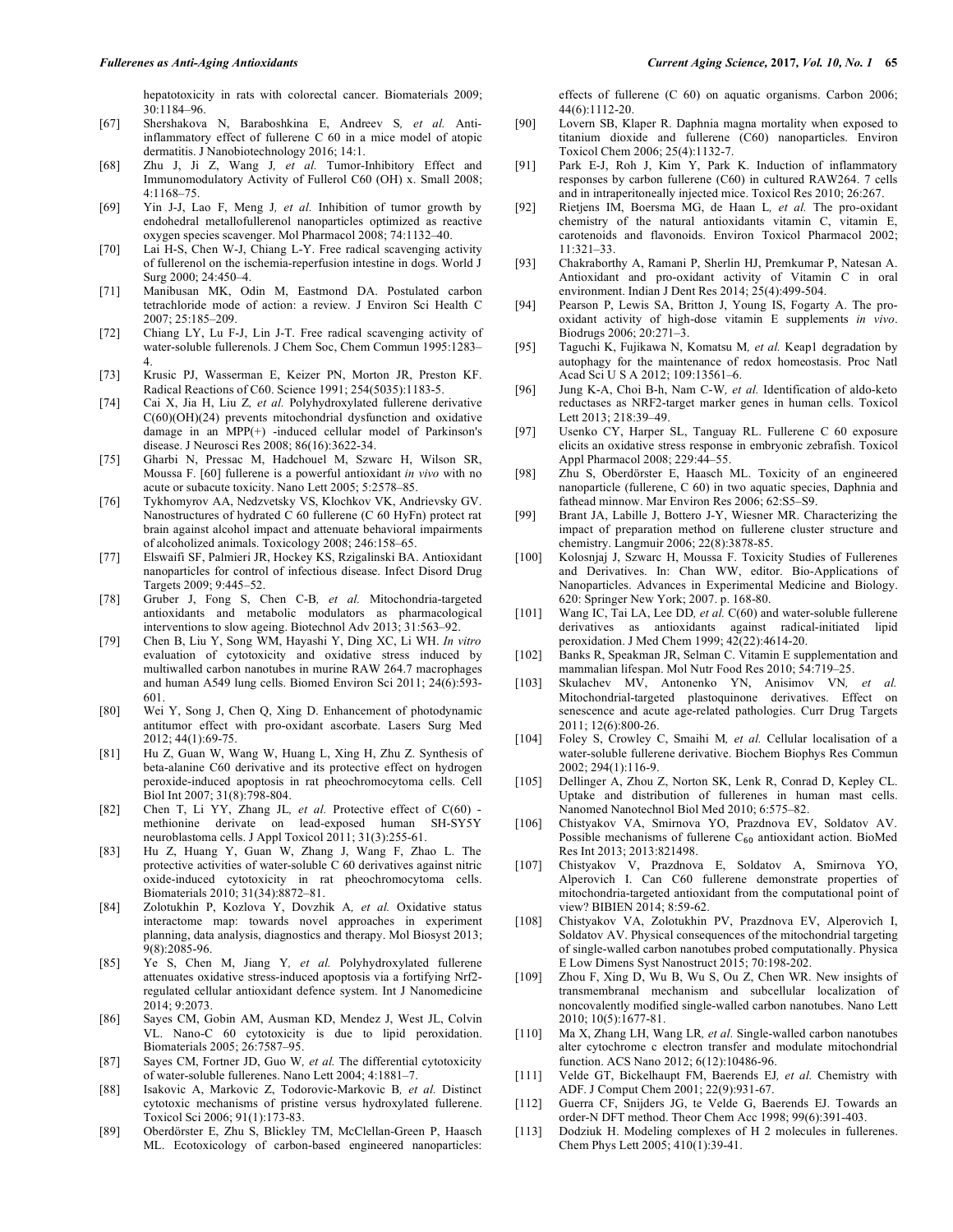hepatotoxicity in rats with colorectal cancer. Biomaterials 2009; 30:1184–96.

[67] Shershakova N, Baraboshkina E, Andreev S, *et al.* Anti-inflammatory effect of fullerene C 60 in a mice model of atopic dermatitis. J Nanobiotechnology 2016; 14:1.

[68] Zhu J, Ji Z, Wang J, *et al.* Tumor-Inhibitory Effect and Immunomodulatory Activity of Fullerol C60 (OH) x. Small 2008; 4:1168–75.

[69] Yin J-J, Lao F, Meng J, *et al.* Inhibition of tumor growth by endohedral metallofullerenol nanoparticles optimized as reactive oxygen species scavenger. Mol Pharmacol 2008; 74:1132–40.

[70] Lai H-S, Chen W-J, Chiang L-Y. Free radical scavenging activity of fullerenol on the ischemia-reperfusion intestine in dogs. World J Surg 2000; 24:450–4.

[71] Manibusan MK, Odin M, Eastmond DA. Postulated carbon tetrachloride mode of action: a review. J Environ Sci Health C 2007; 25:185–209.

[72] Chiang LY, Lu F-J, Lin J-T. Free radical scavenging activity of water-soluble fullerenols. J Chem Soc, Chem Commun 1995:1283–4.

[73] Krusic PJ, Wasserman E, Keizer PN, Morton JR, Preston KF. Radical Reactions of C60. Science 1991; 254(5035):1183-5.

[74] Cai X, Jia H, Liu Z, *et al.* Polyhydroxylated fullerene derivative C(60)(OH)(24) prevents mitochondrial dysfunction and oxidative damage in an MPP(+) -induced cellular model of Parkinson's disease. J Neurosci Res 2008; 86(16):3622-34.

[75] Gharbi N, Pressac M, Hadchouel M, Szwarc H, Wilson SR, Moussa F. [60] fullerene is a powerful antioxidant *in vivo* with no acute or subacute toxicity. Nano Lett 2005; 5:2578–85.

[76] Tykhomyrov AA, Nedzvetsky VS, Klochkov VK, Andrievsky GV. Nanostructures of hydrated C 60 fullerene (C 60 HyFn) protect rat brain against alcohol impact and attenuate behavioral impairments of alcoholized animals. Toxicology 2008; 246:158–65.

[77] Elswaifi SF, Palmieri JR, Hockey KS, Rzigalinski BA. Antioxidant nanoparticles for control of infectious disease. Infect Disord Drug Targets 2009; 9:445–52.

[78] Gruber J, Fong S, Chen C-B, *et al.* Mitochondria-targeted antioxidants and metabolic modulators as pharmacological interventions to slow ageing. Biotechnol Adv 2013; 31:563–92.

[79] Chen B, Liu Y, Song WM, Hayashi Y, Ding XC, Li WH. *In vitro* evaluation of cytotoxicity and oxidative stress induced by multiwalled carbon nanotubes in murine RAW 264.7 macrophages and human A549 lung cells. Biomed Environ Sci 2011; 24(6):593-601.

[80] Wei Y, Song J, Chen Q, Xing D. Enhancement of photodynamic antitumor effect with pro-oxidant ascorbate. Lasers Surg Med 2012; 44(1):69-75.

[81] Hu Z, Guan W, Wang W, Huang L, Xing H, Zhu Z. Synthesis of beta-alanine C60 derivative and its protective effect on hydrogen peroxide-induced apoptosis in rat pheochromocytoma cells. Cell Biol Int 2007; 31(8):798-804.

[82] Chen T, Li YY, Zhang JL, *et al.* Protective effect of C(60) - methionine derivate on lead-exposed human SH-SY5Y neuroblastoma cells. J Appl Toxicol 2011; 31(3):255-61.

[83] Hu Z, Huang Y, Guan W, Zhang J, Wang F, Zhao L. The protective activities of water-soluble C 60 derivatives against nitric oxide-induced cytotoxicity in rat pheochromocytoma cells. Biomaterials 2010; 31(34):8872–81.

[84] Zolotukhin P, Kozlova Y, Dovzhik A, *et al.* Oxidative status interactome map: towards novel approaches in experiment planning, data analysis, diagnostics and therapy. Mol Biosyst 2013; 9(8):2085-96.

[85] Ye S, Chen M, Jiang Y, *et al.* Polyhydroxylated fullerene attenuates oxidative stress-induced apoptosis via a fortifying Nrf2-regulated cellular antioxidant defence system. Int J Nanomedicine 2014; 9:2073.

[86] Sayes CM, Gobin AM, Ausman KD, Mendez J, West JL, Colvin VL. Nano-C 60 cytotoxicity is due to lipid peroxidation. Biomaterials 2005; 26:7587–95.

[87] Sayes CM, Fortner JD, Guo W, *et al.* The differential cytotoxicity of water-soluble fullerenes. Nano Lett 2004; 4:1881–7.

[88] Isakovic A, Markovic Z, Todorovic-Markovic B, *et al.* Distinct cytotoxic mechanisms of pristine versus hydroxylated fullerene. Toxicol Sci 2006; 91(1):173-83.

[89] Oberdörster E, Zhu S, Blickley TM, McClellan-Green P, Haasch ML. Ecotoxicology of carbon-based engineered nanoparticles: effects of fullerene (C 60) on aquatic organisms. Carbon 2006; 44(6):1112-20.

[90] Lovern SB, Klaper R. Daphnia magna mortality when exposed to titanium dioxide and fullerene (C60) nanoparticles. Environ Toxicol Chem 2006; 25(4):1132-7.

[91] Park E-J, Roh J, Kim Y, Park K. Induction of inflammatory responses by carbon fullerene (C60) in cultured RAW264. 7 cells and in intraperitoneally injected mice. Toxicol Res 2010; 26:267.

[92] Rietjens IM, Boersma MG, de Haan L, *et al.* The pro-oxidant chemistry of the natural antioxidants vitamin C, vitamin E, carotenoids and flavonoids. Environ Toxicol Pharmacol 2002; 11:321–33.

[93] Chakraborthy A, Ramani P, Sherlin HJ, Premkumar P, Natesan A. Antioxidant and pro-oxidant activity of Vitamin C in oral environment. Indian J Dent Res 2014; 25(4):499-504.

[94] Pearson P, Lewis SA, Britton J, Young IS, Fogarty A. The pro-oxidant activity of high-dose vitamin E supplements *in vivo*. Biodrugs 2006; 20:271–3.

[95] Taguchi K, Fujikawa N, Komatsu M, *et al.* Keap1 degradation by autophagy for the maintenance of redox homeostasis. Proc Natl Acad Sci U S A 2012; 109:13561–6.

[96] Jung K-A, Choi B-h, Nam C-W, *et al.* Identification of aldo-keto reductases as NRF2-target marker genes in human cells. Toxicol Lett 2013; 218:39–49.

[97] Usenko CY, Harper SL, Tanguay RL. Fullerene C 60 exposure elicits an oxidative stress response in embryonic zebrafish. Toxicol Appl Pharmacol 2008; 229:44–55.

[98] Zhu S, Oberdörster E, Haasch ML. Toxicity of an engineered nanoparticle (fullerene, C 60) in two aquatic species, Daphnia and fathead minnow. Mar Environ Res 2006; 62:S5–S9.

[99] Brant JA, Labille J, Bottero J-Y, Wiesner MR. Characterizing the impact of preparation method on fullerene cluster structure and chemistry. Langmuir 2006; 22(8):3878-85.

[100] Kolosnjaj J, Szwarc H, Moussa F. Toxicity Studies of Fullerenes and Derivatives. In: Chan WW, editor. Bio-Applications of Nanoparticles. Advances in Experimental Medicine and Biology. 620: Springer New York; 2007. p. 168-80.

[101] Wang IC, Tai LA, Lee DD, *et al.* C(60) and water-soluble fullerene derivatives as antioxidants against radical-initiated lipid peroxidation. J Med Chem 1999; 42(22):4614-20.

[102] Banks R, Speakman JR, Selman C. Vitamin E supplementation and mammalian lifespan. Mol Nutr Food Res 2010; 54:719–25.

[103] Skulachev MV, Antonenko YN, Anisimov VN, *et al.* Mitochondrial-targeted plastoquinone derivatives. Effect on senescence and acute age-related pathologies. Curr Drug Targets 2011; 12(6):800-26.

[104] Foley S, Crowley C, Smaihi M, *et al.* Cellular localisation of a water-soluble fullerene derivative. Biochem Biophys Res Commun 2002; 294(1):116-9.

[105] Dellinger A, Zhou Z, Norton SK, Lenk R, Conrad D, Kepley CL. Uptake and distribution of fullerenes in human mast cells. Nanomed Nanotechnol Biol Med 2010; 6:575–82.

[106] Chistyakov VA, Smirnova YO, Prazdnova EV, Soldatov AV. Possible mechanisms of fullerene $C_{60}$ antioxidant action. BioMed Res Int 2013; 2013:821498.

[107] Chistyakov V, Prazdnova E, Soldatov A, Smirnova YO, Alperovich I. Can C60 fullerene demonstrate properties of mitochondria-targeted antioxidant from the computational point of view? BIBIEN 2014; 8:59-62.

[108] Chistyakov VA, Zolotukhin PV, Prazdnova EV, Alperovich I, Soldatov AV. Physical consequences of the mitochondrial targeting of single-walled carbon nanotubes probed computationally. Physica E Low Dimens Syst Nanostruct 2015; 70:198-202.

[109] Zhou F, Xing D, Wu B, Wu S, Ou Z, Chen WR. New insights of transmembranal mechanism and subcellular localization of noncovalently modified single-walled carbon nanotubes. Nano Lett 2010; 10(5):1677-81.

[110] Ma X, Zhang LH, Wang LR, *et al.* Single-walled carbon nanotubes alter cytochrome c electron transfer and modulate mitochondrial function. ACS Nano 2012; 6(12):10486-96.

[111] Velde GT, Bickelhaupt FM, Baerends EJ, *et al.* Chemistry with ADF. J Comput Chem 2001; 22(9):931-67.

[112] Guerra CF, Snijders JG, te Velde G, Baerends EJ. Towards an order-N DFT method. Theor Chem Acc 1998; 99(6):391-403.

[113] Dodziuk H. Modeling complexes of H 2 molecules in fullerenes. Chem Phys Lett 2005; 410(1):39-41.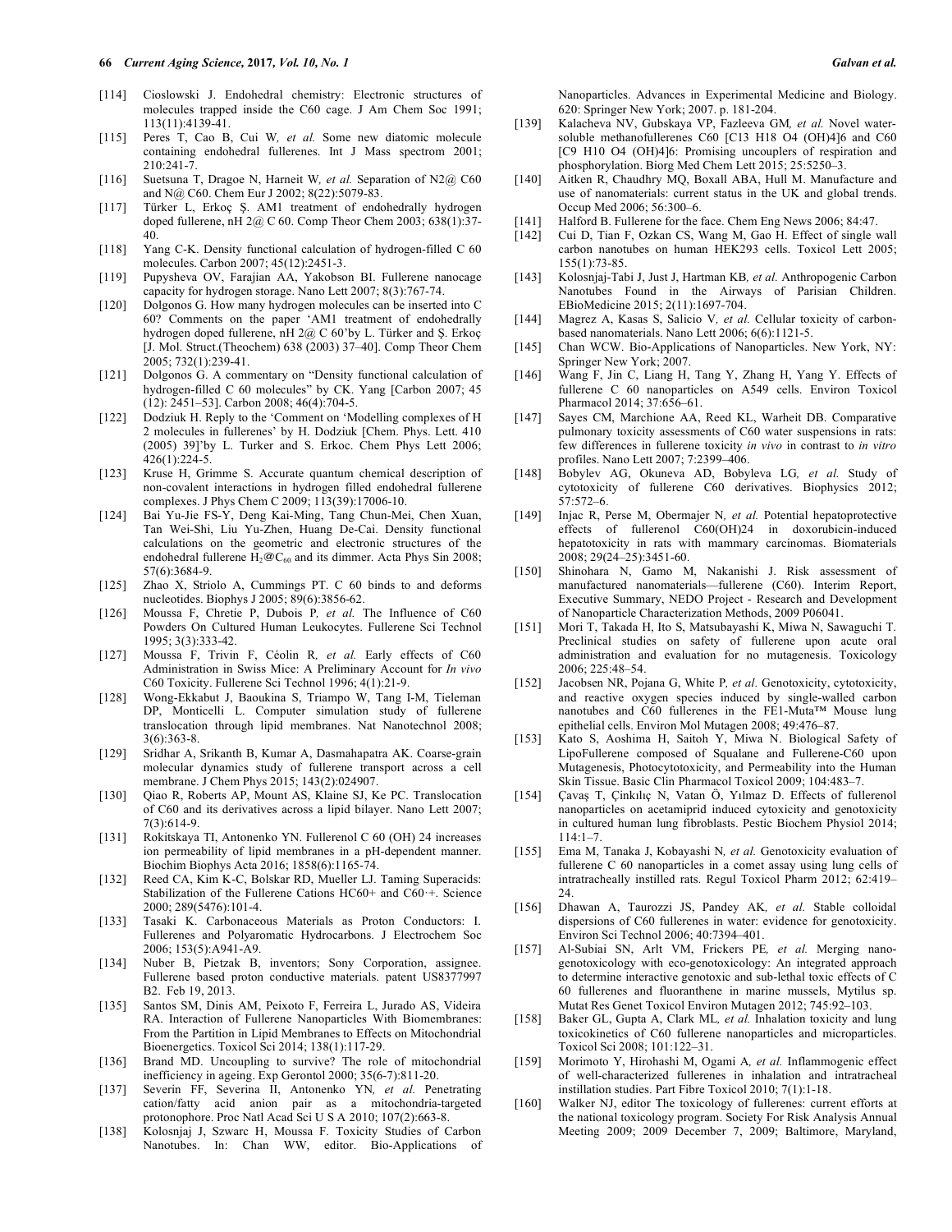[114] Cioslowski J. Endohedral chemistry: Electronic structures of molecules trapped inside the C60 cage. J Am Chem Soc 1991; 113(11):4139-41.

[115] Peres T, Cao B, Cui W, *et al.* Some new diatomic molecule containing endohedral fullerenes. Int J Mass spectrom 2001; 210:241-7.

[116] Suetsuna T, Dragoe N, Harneit W, *et al.* Separation of N2@ C60 and N@ C60. Chem Eur J 2002; 8(22):5079-83.

[117] Türker L, Erkoç Ş. AM1 treatment of endohedrally hydrogen doped fullerene, nH 2@ C 60. Comp Theor Chem 2003; 638(1):37-40.

[118] Yang C-K. Density functional calculation of hydrogen-filled C 60 molecules. Carbon 2007; 45(12):2451-3.

[119] Pupysheva OV, Farajian AA, Yakobson BI. Fullerene nanocage capacity for hydrogen storage. Nano Lett 2007; 8(3):767-74.

[120] Dolgonos G. How many hydrogen molecules can be inserted into C 60? Comments on the paper 'AM1 treatment of endohedrally hydrogen doped fullerene, nH 2@ C 60'by L. Türker and Ş. Erkoç [J. Mol. Struct.(Theochem) 638 (2003) 37–40]. Comp Theor Chem 2005; 732(1):239-41.

[121] Dolgonos G. A commentary on "Density functional calculation of hydrogen-filled C 60 molecules" by CK. Yang [Carbon 2007; 45 (12): 2451–53]. Carbon 2008; 46(4):704-5.

[122] Dodziuk H. Reply to the 'Comment on 'Modelling complexes of H 2 molecules in fullerenes' by H. Dodziuk [Chem. Phys. Lett. 410 (2005) 39]'by L. Turker and S. Erkoc. Chem Phys Lett 2006; 426(1):224-5.

[123] Kruse H, Grimme S. Accurate quantum chemical description of non-covalent interactions in hydrogen filled endohedral fullerene complexes. J Phys Chem C 2009; 113(39):17006-10.

[124] Bai Yu-Jie FS-Y, Deng Kai-Ming, Tang Chun-Mei, Chen Xuan, Tan Wei-Shi, Liu Yu-Zhen, Huang De-Cai. Density functional calculations on the geometric and electronic structures of the endohedral fullerene $H_2@C_{60}$ and its dimmer. Acta Phys Sin 2008; 57(6):3684-9.

[125] Zhao X, Striolo A, Cummings PT. C 60 binds to and deforms nucleotides. Biophys J 2005; 89(6):3856-62.

[126] Moussa F, Chretie P, Dubois P, *et al.* The Influence of C60 Powders On Cultured Human Leukocytes. Fullerene Sci Technol 1995; 3(3):333-42.

[127] Moussa F, Trivin F, Céolin R, *et al.* Early effects of C60 Administration in Swiss Mice: A Preliminary Account for *In vivo* C60 Toxicity. Fullerene Sci Technol 1996; 4(1):21-9.

[128] Wong-Ekkabut J, Baoukina S, Triampo W, Tang I-M, Tieleman DP, Monticelli L. Computer simulation study of fullerene translocation through lipid membranes. Nat Nanotechnol 2008; 3(6):363-8.

[129] Sridhar A, Srikanth B, Kumar A, Dasmahapatra AK. Coarse-grain molecular dynamics study of fullerene transport across a cell membrane. J Chem Phys 2015; 143(2):024907.

[130] Qiao R, Roberts AP, Mount AS, Klaine SJ, Ke PC. Translocation of C60 and its derivatives across a lipid bilayer. Nano Lett 2007; 7(3):614-9.

[131] Rokitskaya TI, Antonenko YN. Fullerenol C 60 (OH) 24 increases ion permeability of lipid membranes in a pH-dependent manner. Biochim Biophys Acta 2016; 1858(6):1165-74.

[132] Reed CA, Kim K-C, Bolskar RD, Mueller LJ. Taming Superacids: Stabilization of the Fullerene Cations HC60+ and C60·+. Science 2000; 289(5476):101-4.

[133] Tasaki K. Carbonaceous Materials as Proton Conductors: I. Fullerenes and Polyaromatic Hydrocarbons. J Electrochem Soc 2006; 153(5):A941-A9.

[134] Nuber B, Pietzak B, inventors; Sony Corporation, assignee. Fullerene based proton conductive materials. patent US8377997 B2. Feb 19, 2013.

[135] Santos SM, Dinis AM, Peixoto F, Ferreira L, Jurado AS, Videira RA. Interaction of Fullerene Nanoparticles With Biomembranes: From the Partition in Lipid Membranes to Effects on Mitochondrial Bioenergetics. Toxicol Sci 2014; 138(1):117-29.

[136] Brand MD. Uncoupling to survive? The role of mitochondrial inefficiency in ageing. Exp Gerontol 2000; 35(6-7):811-20.

[137] Severin FF, Severina II, Antonenko YN, *et al.* Penetrating cation/fatty acid anion pair as a mitochondria-targeted protonophore. Proc Natl Acad Sci U S A 2010; 107(2):663-8.

[138] Kolosnjaj J, Szwarc H, Moussa F. Toxicity Studies of Carbon Nanotubes. In: Chan WW, editor. Bio-Applications of Nanoparticles. Advances in Experimental Medicine and Biology. 620: Springer New York; 2007. p. 181-204.

[139] Kalacheva NV, Gubskaya VP, Fazleeva GM, *et al.* Novel water-soluble methanofullerenes C60 [C13 H18 O4 (OH)4]6 and C60 [C9 H10 O4 (OH)4]6: Promising uncouplers of respiration and phosphorylation. Biorg Med Chem Lett 2015; 25:5250–3.

[140] Aitken R, Chaudhry MQ, Boxall ABA, Hull M. Manufacture and use of nanomaterials: current status in the UK and global trends. Occup Med 2006; 56:300–6.

[141] Halford B. Fullerene for the face. Chem Eng News 2006; 84:47.

[142] Cui D, Tian F, Ozkan CS, Wang M, Gao H. Effect of single wall carbon nanotubes on human HEK293 cells. Toxicol Lett 2005; 155(1):73-85.

[143] Kolosnjaj-Tabi J, Just J, Hartman KB, *et al.* Anthropogenic Carbon Nanotubes Found in the Airways of Parisian Children. EBioMedicine 2015; 2(11):1697-704.

[144] Magrez A, Kasas S, Salicio V, *et al.* Cellular toxicity of carbon-based nanomaterials. Nano Lett 2006; 6(6):1121-5.

[145] Chan WCW. Bio-Applications of Nanoparticles. New York, NY: Springer New York; 2007.

[146] Wang F, Jin C, Liang H, Tang Y, Zhang H, Yang Y. Effects of fullerene C 60 nanoparticles on A549 cells. Environ Toxicol Pharmacol 2014; 37:656–61.

[147] Sayes CM, Marchione AA, Reed KL, Warheit DB. Comparative pulmonary toxicity assessments of C60 water suspensions in rats: few differences in fullerene toxicity *in vivo* in contrast to *in vitro* profiles. Nano Lett 2007; 7:2399–406.

[148] Bobylev AG, Okuneva AD, Bobyleva LG, *et al.* Study of cytotoxicity of fullerene C60 derivatives. Biophysics 2012; 57:572–6.

[149] Injac R, Perse M, Obermajer N, *et al.* Potential hepatoprotective effects of fullerenol C60(OH)24 in doxorubicin-induced hepatotoxicity in rats with mammary carcinomas. Biomaterials 2008; 29(24–25):3451-60.

[150] Shinohara N, Gamo M, Nakanishi J. Risk assessment of manufactured nanomaterials—fullerene (C60). Interim Report, Executive Summary, NEDO Project - Research and Development of Nanoparticle Characterization Methods, 2009 P06041.

[151] Mori T, Takada H, Ito S, Matsubayashi K, Miwa N, Sawaguchi T. Preclinical studies on safety of fullerene upon acute oral administration and evaluation for no mutagenesis. Toxicology 2006; 225:48–54.

[152] Jacobsen NR, Pojana G, White P, *et al.* Genotoxicity, cytotoxicity, and reactive oxygen species induced by single-walled carbon nanotubes and C60 fullerenes in the FE1-Muta™ Mouse lung epithelial cells. Environ Mol Mutagen 2008; 49:476–87.

[153] Kato S, Aoshima H, Saitoh Y, Miwa N. Biological Safety of LipoFullerene composed of Squalane and Fullerene-C60 upon Mutagenesis, Photocytotoxicity, and Permeability into the Human Skin Tissue. Basic Clin Pharmacol Toxicol 2009; 104:483–7.

[154] Çavaş T, Çinkılıç N, Vatan Ö, Yılmaz D. Effects of fullerenol nanoparticles on acetamiprid induced cytoxicity and genotoxicity in cultured human lung fibroblasts. Pestic Biochem Physiol 2014; 114:1–7.

[155] Ema M, Tanaka J, Kobayashi N, *et al.* Genotoxicity evaluation of fullerene C 60 nanoparticles in a comet assay using lung cells of intratracheally instilled rats. Regul Toxicol Pharm 2012; 62:419–24.

[156] Dhawan A, Taurozzi JS, Pandey AK, *et al.* Stable colloidal dispersions of C60 fullerenes in water: evidence for genotoxicity. Environ Sci Technol 2006; 40:7394–401.

[157] Al-Subiai SN, Arlt VM, Frickers PE, *et al.* Merging nano-genotoxicology with eco-genotoxicology: An integrated approach to determine interactive genotoxic and sub-lethal toxic effects of C 60 fullerenes and fluoranthene in marine mussels, Mytilus sp. Mutat Res Genet Toxicol Environ Mutagen 2012; 745:92–103.

[158] Baker GL, Gupta A, Clark ML, *et al.* Inhalation toxicity and lung toxicokinetics of C60 fullerene nanoparticles and microparticles. Toxicol Sci 2008; 101:122–31.

[159] Morimoto Y, Hirohashi M, Ogami A, *et al.* Inflammogenic effect of well-characterized fullerenes in inhalation and intratracheal instillation studies. Part Fibre Toxicol 2010; 7(1):1-18.

[160] Walker NJ, editor The toxicology of fullerenes: current efforts at the national toxicology program. Society For Risk Analysis Annual Meeting 2009; 2009 December 7, 2009; Baltimore, Maryland,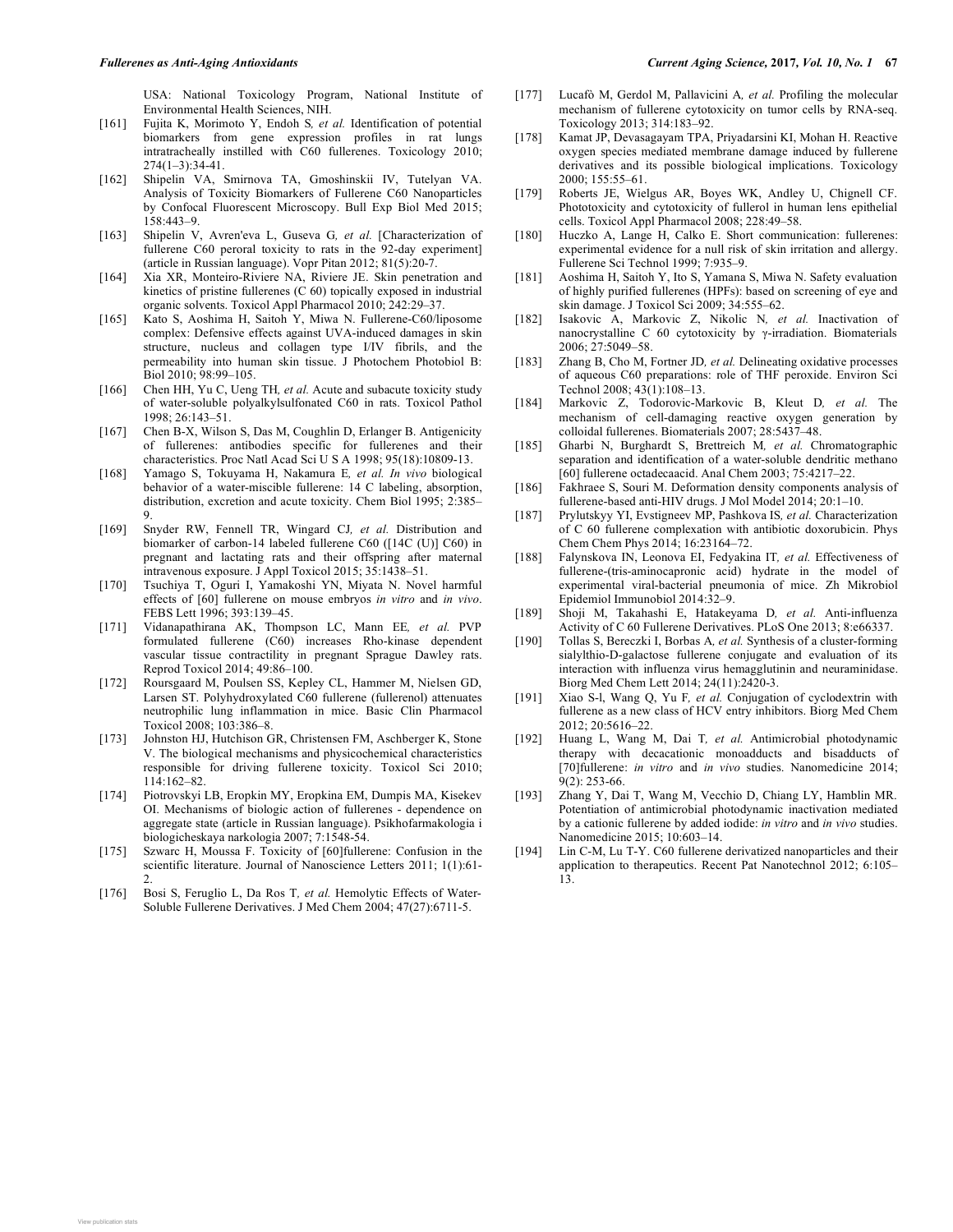USA: National Toxicology Program, National Institute of Environmental Health Sciences, NIH.

[161] Fujita K, Morimoto Y, Endoh S, *et al.* Identification of potential biomarkers from gene expression profiles in rat lungs intratracheally instilled with C60 fullerenes. Toxicology 2010; 274(1–3):34-41.

[162] Shipelin VA, Smirnova TA, Gmoshinskii IV, Tutelyan VA. Analysis of Toxicity Biomarkers of Fullerene C60 Nanoparticles by Confocal Fluorescent Microscopy. Bull Exp Biol Med 2015; 158:443–9.

[163] Shipelin V, Avren'eva L, Guseva G, *et al.* [Characterization of fullerene C60 peroral toxicity to rats in the 92-day experiment] (article in Russian language). Vopr Pitan 2012; 81(5):20-7.

[164] Xia XR, Monteiro-Riviere NA, Riviere JE. Skin penetration and kinetics of pristine fullerenes (C 60) topically exposed in industrial organic solvents. Toxicol Appl Pharmacol 2010; 242:29–37.

[165] Kato S, Aoshima H, Saitoh Y, Miwa N. Fullerene-C60/liposome complex: Defensive effects against UVA-induced damages in skin structure, nucleus and collagen type I/IV fibrils, and the permeability into human skin tissue. J Photochem Photobiol B: Biol 2010; 98:99–105.

[166] Chen HH, Yu C, Ueng TH, *et al.* Acute and subacute toxicity study of water-soluble polyalkylsulfonated C60 in rats. Toxicol Pathol 1998; 26:143–51.

[167] Chen B-X, Wilson S, Das M, Coughlin D, Erlanger B. Antigenicity of fullerenes: antibodies specific for fullerenes and their characteristics. Proc Natl Acad Sci U S A 1998; 95(18):10809-13.

[168] Yamago S, Tokuyama H, Nakamura E, *et al. In vivo* biological behavior of a water-miscible fullerene: 14 C labeling, absorption, distribution, excretion and acute toxicity. Chem Biol 1995; 2:385–9.

[169] Snyder RW, Fennell TR, Wingard CJ, *et al.* Distribution and biomarker of carbon-14 labeled fullerene C60 ([14C (U)] C60) in pregnant and lactating rats and their offspring after maternal intravenous exposure. J Appl Toxicol 2015; 35:1438–51.

[170] Tsuchiya T, Oguri I, Yamakoshi YN, Miyata N. Novel harmful effects of [60] fullerene on mouse embryos *in vitro* and *in vivo*. FEBS Lett 1996; 393:139–45.

[171] Vidanapathirana AK, Thompson LC, Mann EE, *et al.* PVP formulated fullerene (C60) increases Rho-kinase dependent vascular tissue contractility in pregnant Sprague Dawley rats. Reprod Toxicol 2014; 49:86–100.

[172] Roursgaard M, Poulsen SS, Kepley CL, Hammer M, Nielsen GD, Larsen ST. Polyhydroxylated C60 fullerene (fullerenol) attenuates neutrophilic lung inflammation in mice. Basic Clin Pharmacol Toxicol 2008; 103:386–8.

[173] Johnston HJ, Hutchison GR, Christensen FM, Aschberger K, Stone V. The biological mechanisms and physicochemical characteristics responsible for driving fullerene toxicity. Toxicol Sci 2010; 114:162–82.

[174] Piotrovskyi LB, Eropkin MY, Eropkina EM, Dumpis MA, Kisekev OI. Mechanisms of biologic action of fullerenes - dependence on aggregate state (article in Russian language). Psikhofarmakologia i biologicheskaya narkologia 2007; 7:1548-54.

[175] Szwarc H, Moussa F. Toxicity of [60]fullerene: Confusion in the scientific literature. Journal of Nanoscience Letters 2011; 1(1):61-2.

[176] Bosi S, Feruglio L, Da Ros T, *et al.* Hemolytic Effects of Water-Soluble Fullerene Derivatives. J Med Chem 2004; 47(27):6711-5.

[177] Lucafò M, Gerdol M, Pallavicini A, *et al.* Profiling the molecular mechanism of fullerene cytotoxicity on tumor cells by RNA-seq. Toxicology 2013; 314:183–92.

[178] Kamat JP, Devasagayam TPA, Priyadarsini KI, Mohan H. Reactive oxygen species mediated membrane damage induced by fullerene derivatives and its possible biological implications. Toxicology 2000; 155:55–61.

[179] Roberts JE, Wielgus AR, Boyes WK, Andley U, Chignell CF. Phototoxicity and cytotoxicity of fullerol in human lens epithelial cells. Toxicol Appl Pharmacol 2008; 228:49–58.

[180] Huczko A, Lange H, Calko E. Short communication: fullerenes: experimental evidence for a null risk of skin irritation and allergy. Fullerene Sci Technol 1999; 7:935–9.

[181] Aoshima H, Saitoh Y, Ito S, Yamana S, Miwa N. Safety evaluation of highly purified fullerenes (HPFs): based on screening of eye and skin damage. J Toxicol Sci 2009; 34:555–62.

[182] Isakovic A, Markovic Z, Nikolic N, *et al.* Inactivation of nanocrystalline C 60 cytotoxicity by γ-irradiation. Biomaterials 2006; 27:5049–58.

[183] Zhang B, Cho M, Fortner JD, *et al.* Delineating oxidative processes of aqueous C60 preparations: role of THF peroxide. Environ Sci Technol 2008; 43(1):108–13.

[184] Markovic Z, Todorovic-Markovic B, Kleut D, *et al.* The mechanism of cell-damaging reactive oxygen generation by colloidal fullerenes. Biomaterials 2007; 28:5437–48.

[185] Gharbi N, Burghardt S, Brettreich M, *et al.* Chromatographic separation and identification of a water-soluble dendritic methano [60] fullerene octadecaacid. Anal Chem 2003; 75:4217–22.

[186] Fakhraee S, Souri M. Deformation density components analysis of fullerene-based anti-HIV drugs. J Mol Model 2014; 20:1–10.

[187] Prylutskyy YI, Evstigneev MP, Pashkova IS, *et al.* Characterization of C 60 fullerene complexation with antibiotic doxorubicin. Phys Chem Chem Phys 2014; 16:23164–72.

[188] Falynskova IN, Leonova EI, Fedyakina IT, *et al.* Effectiveness of fullerene-(tris-aminocapronic acid) hydrate in the model of experimental viral-bacterial pneumonia of mice. Zh Mikrobiol Epidemiol Immunobiol 2014:32–9.

[189] Shoji M, Takahashi E, Hatakeyama D, *et al.* Anti-influenza Activity of C 60 Fullerene Derivatives. PLoS One 2013; 8:e66337.

[190] Tollas S, Bereczki I, Borbas A, *et al.* Synthesis of a cluster-forming sialylthio-D-galactose fullerene conjugate and evaluation of its interaction with influenza virus hemagglutinin and neuraminidase. Biorg Med Chem Lett 2014; 24(11):2420-3.

[191] Xiao S-l, Wang Q, Yu F, *et al.* Conjugation of cyclodextrin with fullerene as a new class of HCV entry inhibitors. Biorg Med Chem 2012; 20:5616–22.

[192] Huang L, Wang M, Dai T, *et al.* Antimicrobial photodynamic therapy with decacationic monoadducts and bisadducts of [70]fullerene: *in vitro* and *in vivo* studies. Nanomedicine 2014; 9(2): 253-66.

[193] Zhang Y, Dai T, Wang M, Vecchio D, Chiang LY, Hamblin MR. Potentiation of antimicrobial photodynamic inactivation mediated by a cationic fullerene by added iodide: *in vitro* and *in vivo* studies. Nanomedicine 2015; 10:603–14.

[194] Lin C-M, Lu T-Y. C60 fullerene derivatized nanoparticles and their application to therapeutics. Recent Pat Nanotechnol 2012; 6:105–13.